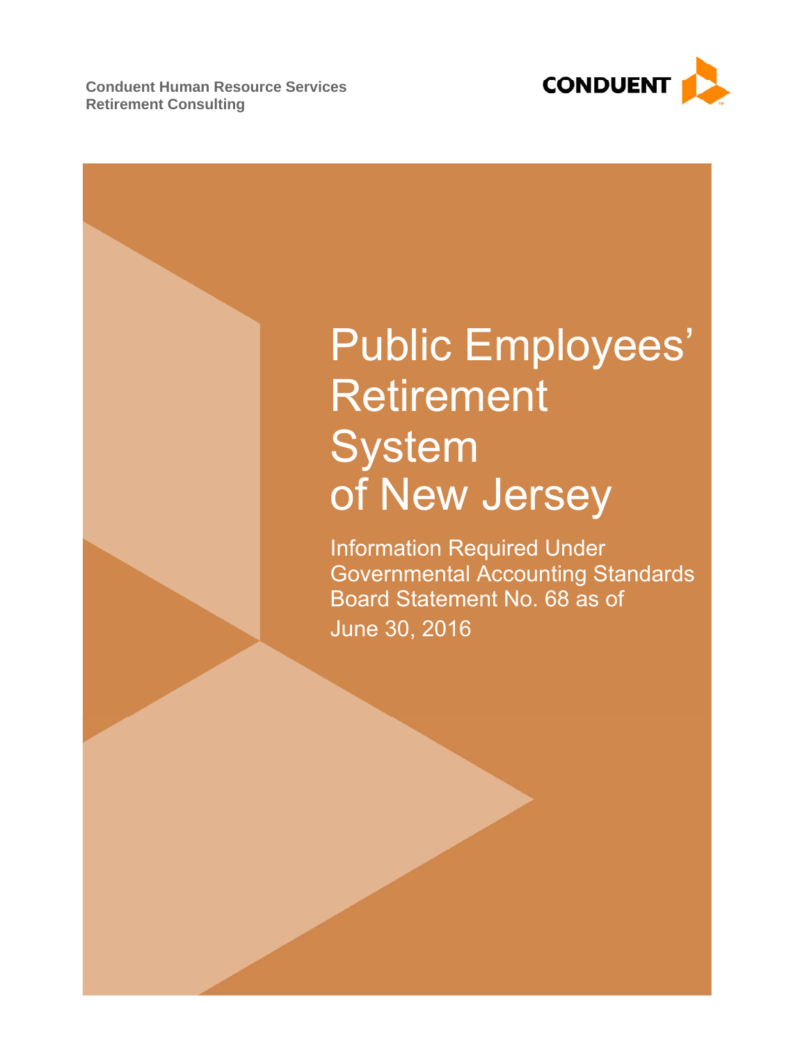Conduent Human Resource Services
Retirement Consulting

CONDUENT

# Public Employees' Retirement System of New Jersey

Information Required Under Governmental Accounting Standards Board Statement No. 68 as of June 30, 2016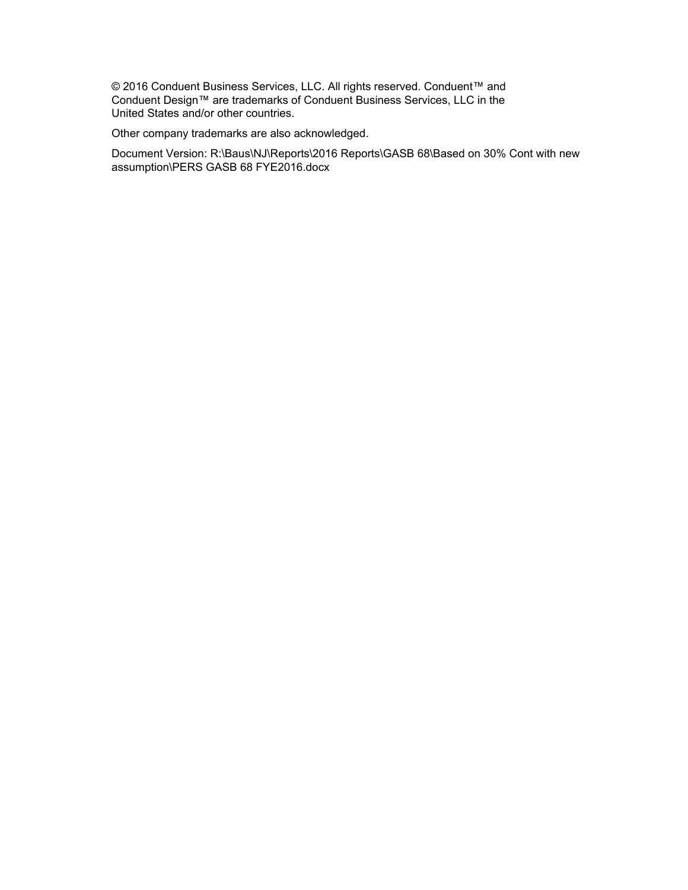© 2016 Conduent Business Services, LLC. All rights reserved. Conduent™ and Conduent Design™ are trademarks of Conduent Business Services, LLC in the United States and/or other countries.

Other company trademarks are also acknowledged.

Document Version: R:\Baus\NJ\Reports\2016 Reports\GASB 68\Based on 30% Cont with new assumption\PERS GASB 68 FYE2016.docx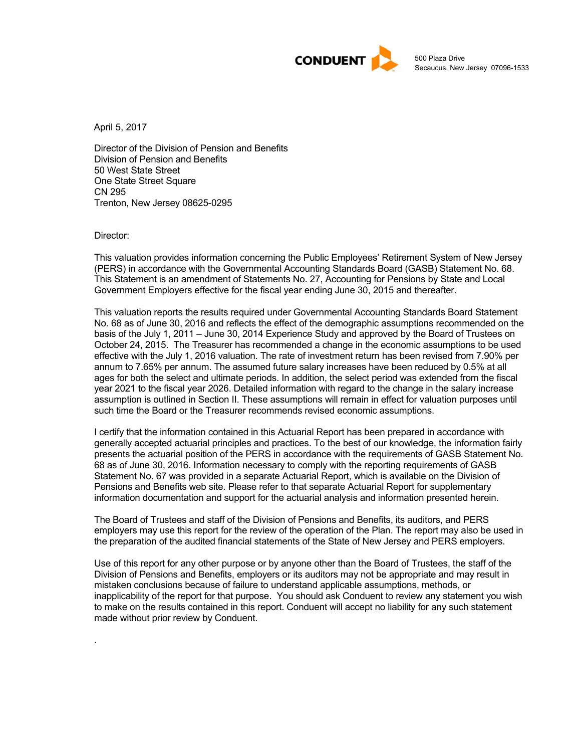CONDUENT

500 Plaza Drive
Secaucus, New Jersey 07096-1533

April 5, 2017

Director of the Division of Pension and Benefits
Division of Pension and Benefits
50 West State Street
One State Street Square
CN 295
Trenton, New Jersey 08625-0295

Director:

This valuation provides information concerning the Public Employees' Retirement System of New Jersey (PERS) in accordance with the Governmental Accounting Standards Board (GASB) Statement No. 68. This Statement is an amendment of Statements No. 27, Accounting for Pensions by State and Local Government Employers effective for the fiscal year ending June 30, 2015 and thereafter.

This valuation reports the results required under Governmental Accounting Standards Board Statement No. 68 as of June 30, 2016 and reflects the effect of the demographic assumptions recommended on the basis of the July 1, 2011 – June 30, 2014 Experience Study and approved by the Board of Trustees on October 24, 2015. The Treasurer has recommended a change in the economic assumptions to be used effective with the July 1, 2016 valuation. The rate of investment return has been revised from 7.90% per annum to 7.65% per annum. The assumed future salary increases have been reduced by 0.5% at all ages for both the select and ultimate periods. In addition, the select period was extended from the fiscal year 2021 to the fiscal year 2026. Detailed information with regard to the change in the salary increase assumption is outlined in Section II. These assumptions will remain in effect for valuation purposes until such time the Board or the Treasurer recommends revised economic assumptions.

I certify that the information contained in this Actuarial Report has been prepared in accordance with generally accepted actuarial principles and practices. To the best of our knowledge, the information fairly presents the actuarial position of the PERS in accordance with the requirements of GASB Statement No. 68 as of June 30, 2016. Information necessary to comply with the reporting requirements of GASB Statement No. 67 was provided in a separate Actuarial Report, which is available on the Division of Pensions and Benefits web site. Please refer to that separate Actuarial Report for supplementary information documentation and support for the actuarial analysis and information presented herein.

The Board of Trustees and staff of the Division of Pensions and Benefits, its auditors, and PERS employers may use this report for the review of the operation of the Plan. The report may also be used in the preparation of the audited financial statements of the State of New Jersey and PERS employers.

Use of this report for any other purpose or by anyone other than the Board of Trustees, the staff of the Division of Pensions and Benefits, employers or its auditors may not be appropriate and may result in mistaken conclusions because of failure to understand applicable assumptions, methods, or inapplicability of the report for that purpose. You should ask Conduent to review any statement you wish to make on the results contained in this report. Conduent will accept no liability for any such statement made without prior review by Conduent.

.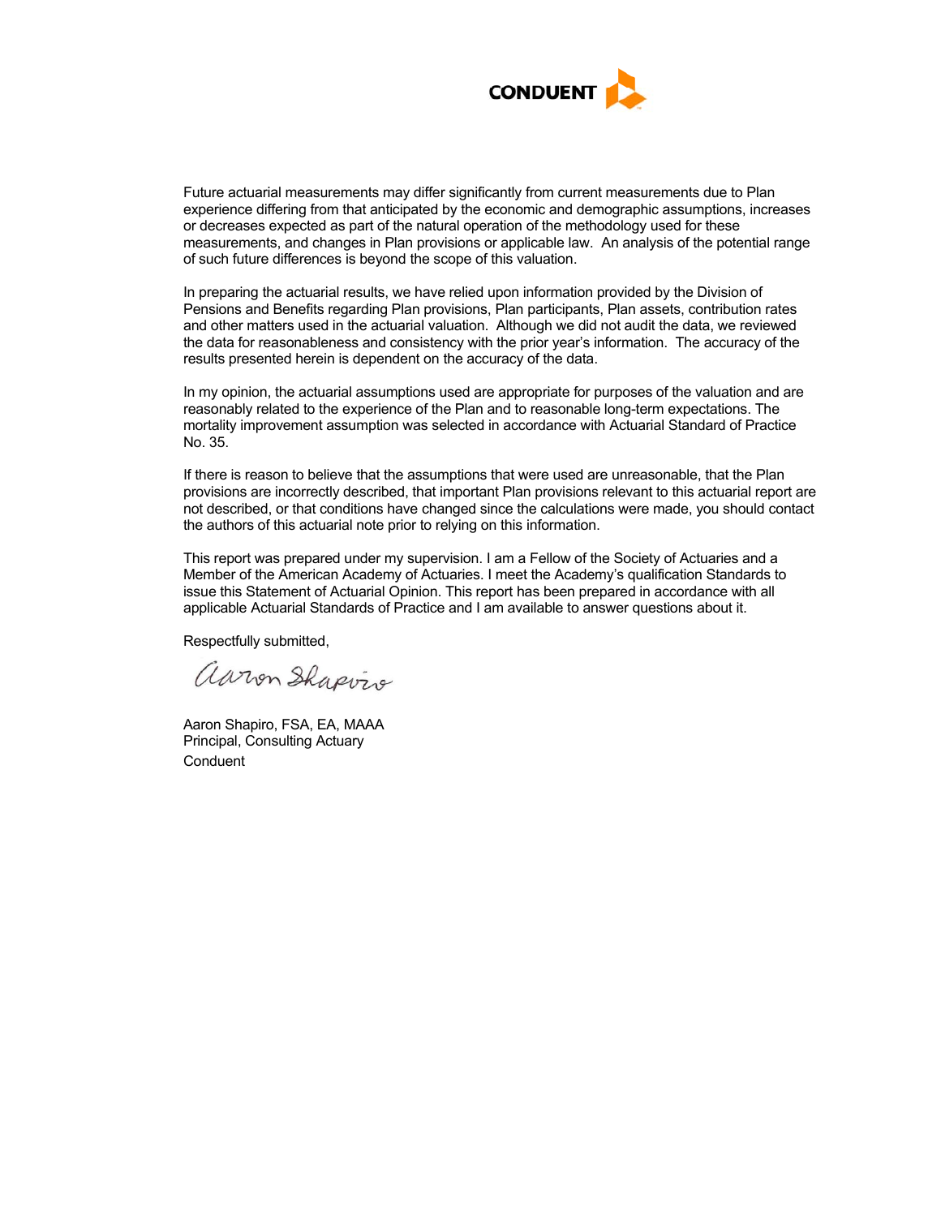Future actuarial measurements may differ significantly from current measurements due to Plan experience differing from that anticipated by the economic and demographic assumptions, increases or decreases expected as part of the natural operation of the methodology used for these measurements, and changes in Plan provisions or applicable law. An analysis of the potential range of such future differences is beyond the scope of this valuation.

In preparing the actuarial results, we have relied upon information provided by the Division of Pensions and Benefits regarding Plan provisions, Plan participants, Plan assets, contribution rates and other matters used in the actuarial valuation. Although we did not audit the data, we reviewed the data for reasonableness and consistency with the prior year's information. The accuracy of the results presented herein is dependent on the accuracy of the data.

In my opinion, the actuarial assumptions used are appropriate for purposes of the valuation and are reasonably related to the experience of the Plan and to reasonable long-term expectations. The mortality improvement assumption was selected in accordance with Actuarial Standard of Practice No. 35.

If there is reason to believe that the assumptions that were used are unreasonable, that the Plan provisions are incorrectly described, that important Plan provisions relevant to this actuarial report are not described, or that conditions have changed since the calculations were made, you should contact the authors of this actuarial note prior to relying on this information.

This report was prepared under my supervision. I am a Fellow of the Society of Actuaries and a Member of the American Academy of Actuaries. I meet the Academy's qualification Standards to issue this Statement of Actuarial Opinion. This report has been prepared in accordance with all applicable Actuarial Standards of Practice and I am available to answer questions about it.

Respectfully submitted,

Aaron Shapiro, FSA, EA, MAAA
Principal, Consulting Actuary
Conduent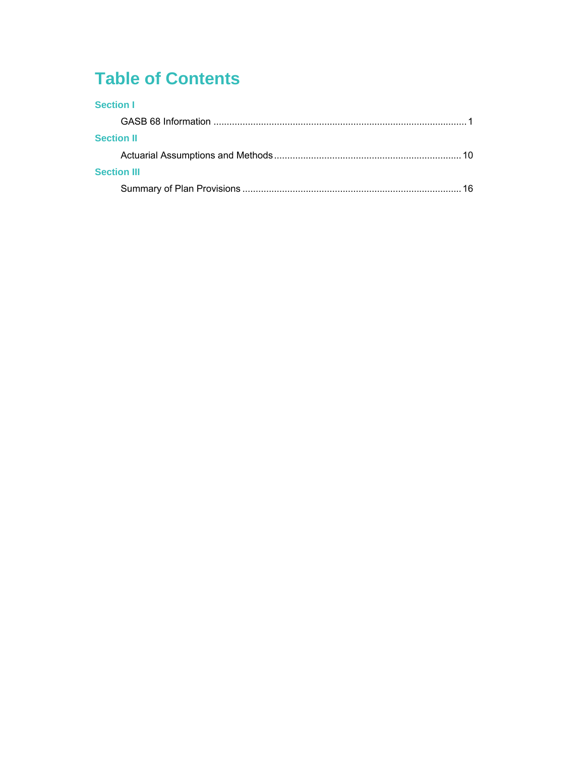# Table of Contents

**Section I**

GASB 68 Information .......... 1

**Section II**

Actuarial Assumptions and Methods .......... 10

**Section III**

Summary of Plan Provisions .......... 16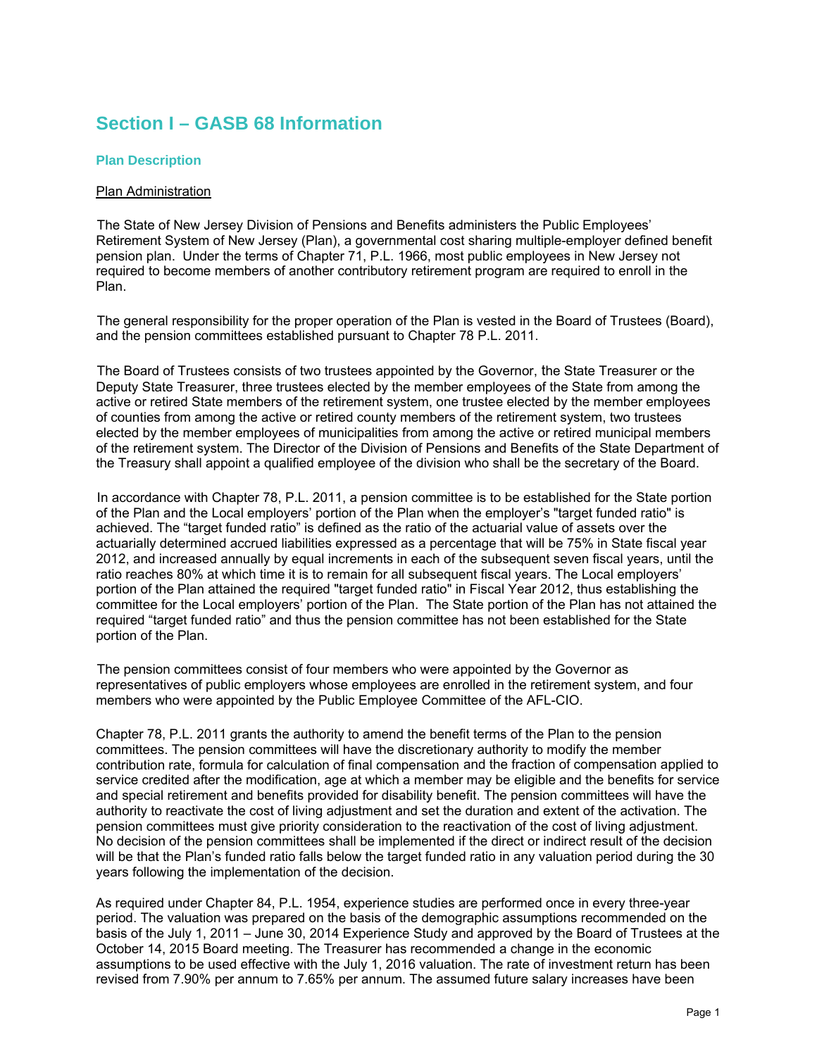# Section I – GASB 68 Information

## Plan Description

Plan Administration

The State of New Jersey Division of Pensions and Benefits administers the Public Employees' Retirement System of New Jersey (Plan), a governmental cost sharing multiple-employer defined benefit pension plan. Under the terms of Chapter 71, P.L. 1966, most public employees in New Jersey not required to become members of another contributory retirement program are required to enroll in the Plan.

The general responsibility for the proper operation of the Plan is vested in the Board of Trustees (Board), and the pension committees established pursuant to Chapter 78 P.L. 2011.

The Board of Trustees consists of two trustees appointed by the Governor, the State Treasurer or the Deputy State Treasurer, three trustees elected by the member employees of the State from among the active or retired State members of the retirement system, one trustee elected by the member employees of counties from among the active or retired county members of the retirement system, two trustees elected by the member employees of municipalities from among the active or retired municipal members of the retirement system. The Director of the Division of Pensions and Benefits of the State Department of the Treasury shall appoint a qualified employee of the division who shall be the secretary of the Board.

In accordance with Chapter 78, P.L. 2011, a pension committee is to be established for the State portion of the Plan and the Local employers' portion of the Plan when the employer's "target funded ratio" is achieved. The "target funded ratio" is defined as the ratio of the actuarial value of assets over the actuarially determined accrued liabilities expressed as a percentage that will be 75% in State fiscal year 2012, and increased annually by equal increments in each of the subsequent seven fiscal years, until the ratio reaches 80% at which time it is to remain for all subsequent fiscal years. The Local employers' portion of the Plan attained the required "target funded ratio" in Fiscal Year 2012, thus establishing the committee for the Local employers' portion of the Plan. The State portion of the Plan has not attained the required "target funded ratio" and thus the pension committee has not been established for the State portion of the Plan.

The pension committees consist of four members who were appointed by the Governor as representatives of public employers whose employees are enrolled in the retirement system, and four members who were appointed by the Public Employee Committee of the AFL-CIO.

Chapter 78, P.L. 2011 grants the authority to amend the benefit terms of the Plan to the pension committees. The pension committees will have the discretionary authority to modify the member contribution rate, formula for calculation of final compensation and the fraction of compensation applied to service credited after the modification, age at which a member may be eligible and the benefits for service and special retirement and benefits provided for disability benefit. The pension committees will have the authority to reactivate the cost of living adjustment and set the duration and extent of the activation. The pension committees must give priority consideration to the reactivation of the cost of living adjustment. No decision of the pension committees shall be implemented if the direct or indirect result of the decision will be that the Plan's funded ratio falls below the target funded ratio in any valuation period during the 30 years following the implementation of the decision.

As required under Chapter 84, P.L. 1954, experience studies are performed once in every three-year period. The valuation was prepared on the basis of the demographic assumptions recommended on the basis of the July 1, 2011 – June 30, 2014 Experience Study and approved by the Board of Trustees at the October 14, 2015 Board meeting. The Treasurer has recommended a change in the economic assumptions to be used effective with the July 1, 2016 valuation. The rate of investment return has been revised from 7.90% per annum to 7.65% per annum. The assumed future salary increases have been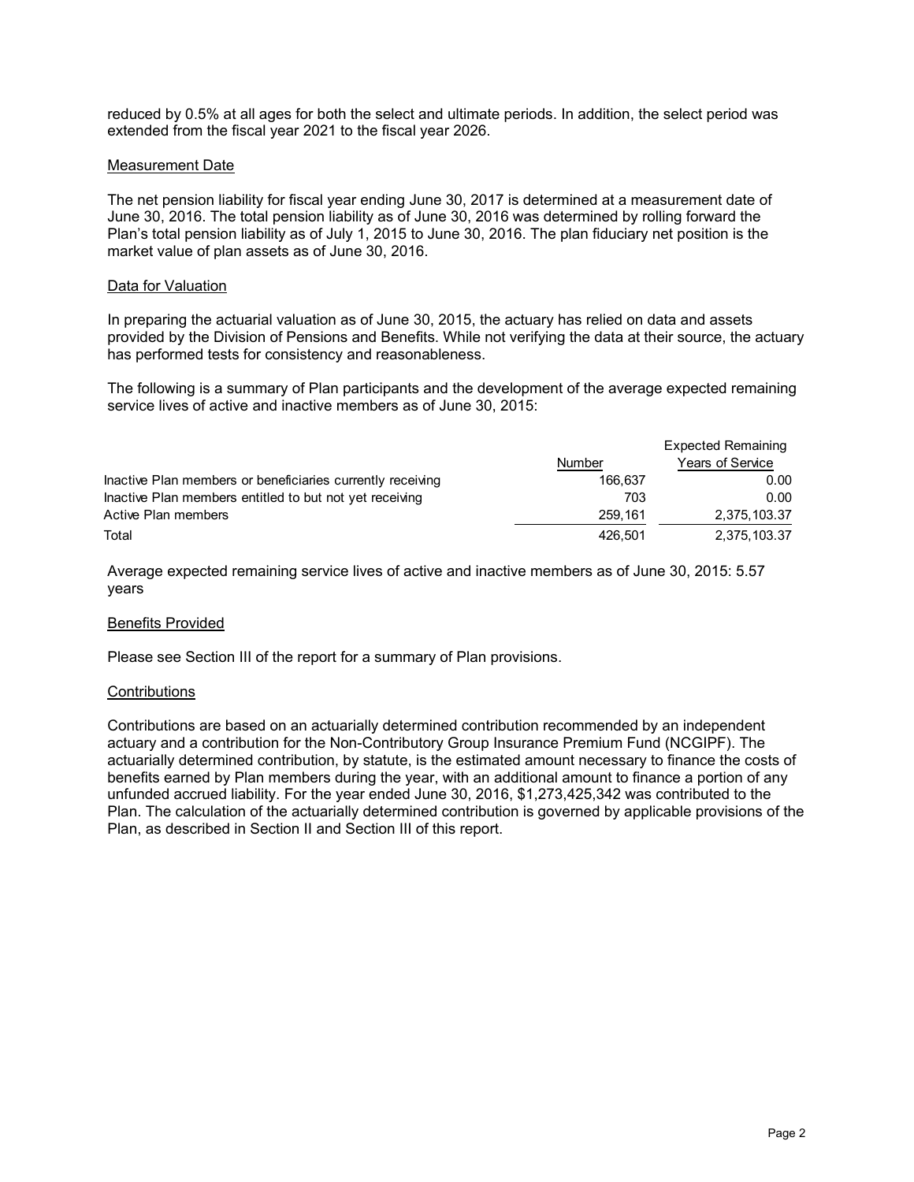reduced by 0.5% at all ages for both the select and ultimate periods. In addition, the select period was extended from the fiscal year 2021 to the fiscal year 2026.

Measurement Date

The net pension liability for fiscal year ending June 30, 2017 is determined at a measurement date of June 30, 2016. The total pension liability as of June 30, 2016 was determined by rolling forward the Plan's total pension liability as of July 1, 2015 to June 30, 2016. The plan fiduciary net position is the market value of plan assets as of June 30, 2016.

Data for Valuation

In preparing the actuarial valuation as of June 30, 2015, the actuary has relied on data and assets provided by the Division of Pensions and Benefits. While not verifying the data at their source, the actuary has performed tests for consistency and reasonableness.

The following is a summary of Plan participants and the development of the average expected remaining service lives of active and inactive members as of June 30, 2015:

| | Number | Expected Remaining Years of Service |
|---|---|---|
| Inactive Plan members or beneficiaries currently receiving | 166,637 | 0.00 |
| Inactive Plan members entitled to but not yet receiving | 703 | 0.00 |
| Active Plan members | 259,161 | 2,375,103.37 |
| Total | 426,501 | 2,375,103.37 |

Average expected remaining service lives of active and inactive members as of June 30, 2015: 5.57 years

Benefits Provided

Please see Section III of the report for a summary of Plan provisions.

Contributions

Contributions are based on an actuarially determined contribution recommended by an independent actuary and a contribution for the Non-Contributory Group Insurance Premium Fund (NCGIPF). The actuarially determined contribution, by statute, is the estimated amount necessary to finance the costs of benefits earned by Plan members during the year, with an additional amount to finance a portion of any unfunded accrued liability. For the year ended June 30, 2016, $1,273,425,342 was contributed to the Plan. The calculation of the actuarially determined contribution is governed by applicable provisions of the Plan, as described in Section II and Section III of this report.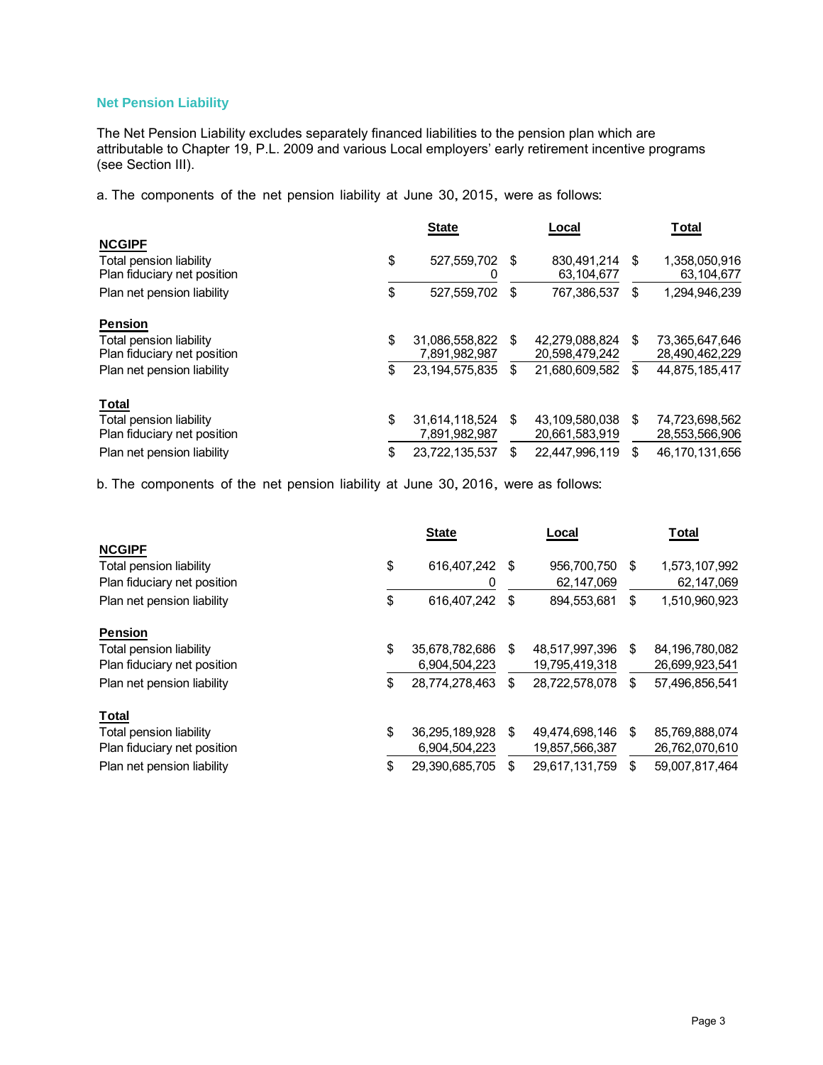## Net Pension Liability

The Net Pension Liability excludes separately financed liabilities to the pension plan which are attributable to Chapter 19, P.L. 2009 and various Local employers' early retirement incentive programs (see Section III).

a. The components of the net pension liability at June 30, 2015, were as follows:

| | State | Local | Total |
|---|---|---|---|
| **NCGIPF** | | | |
| Total pension liability | $ 527,559,702 | $ 830,491,214 | $ 1,358,050,916 |
| Plan fiduciary net position | 0 | 63,104,677 | 63,104,677 |
| Plan net pension liability | $ 527,559,702 | $ 767,386,537 | $ 1,294,946,239 |
| **Pension** | | | |
| Total pension liability | $ 31,086,558,822 | $ 42,279,088,824 | $ 73,365,647,646 |
| Plan fiduciary net position | 7,891,982,987 | 20,598,479,242 | 28,490,462,229 |
| Plan net pension liability | $ 23,194,575,835 | $ 21,680,609,582 | $ 44,875,185,417 |
| **Total** | | | |
| Total pension liability | $ 31,614,118,524 | $ 43,109,580,038 | $ 74,723,698,562 |
| Plan fiduciary net position | 7,891,982,987 | 20,661,583,919 | 28,553,566,906 |
| Plan net pension liability | $ 23,722,135,537 | $ 22,447,996,119 | $ 46,170,131,656 |

b. The components of the net pension liability at June 30, 2016, were as follows:

| | State | Local | Total |
|---|---|---|---|
| **NCGIPF** | | | |
| Total pension liability | $ 616,407,242 | $ 956,700,750 | $ 1,573,107,992 |
| Plan fiduciary net position | 0 | 62,147,069 | 62,147,069 |
| Plan net pension liability | $ 616,407,242 | $ 894,553,681 | $ 1,510,960,923 |
| **Pension** | | | |
| Total pension liability | $ 35,678,782,686 | $ 48,517,997,396 | $ 84,196,780,082 |
| Plan fiduciary net position | 6,904,504,223 | 19,795,419,318 | 26,699,923,541 |
| Plan net pension liability | $ 28,774,278,463 | $ 28,722,578,078 | $ 57,496,856,541 |
| **Total** | | | |
| Total pension liability | $ 36,295,189,928 | $ 49,474,698,146 | $ 85,769,888,074 |
| Plan fiduciary net position | 6,904,504,223 | 19,857,566,387 | 26,762,070,610 |
| Plan net pension liability | $ 29,390,685,705 | $ 29,617,131,759 | $ 59,007,817,464 |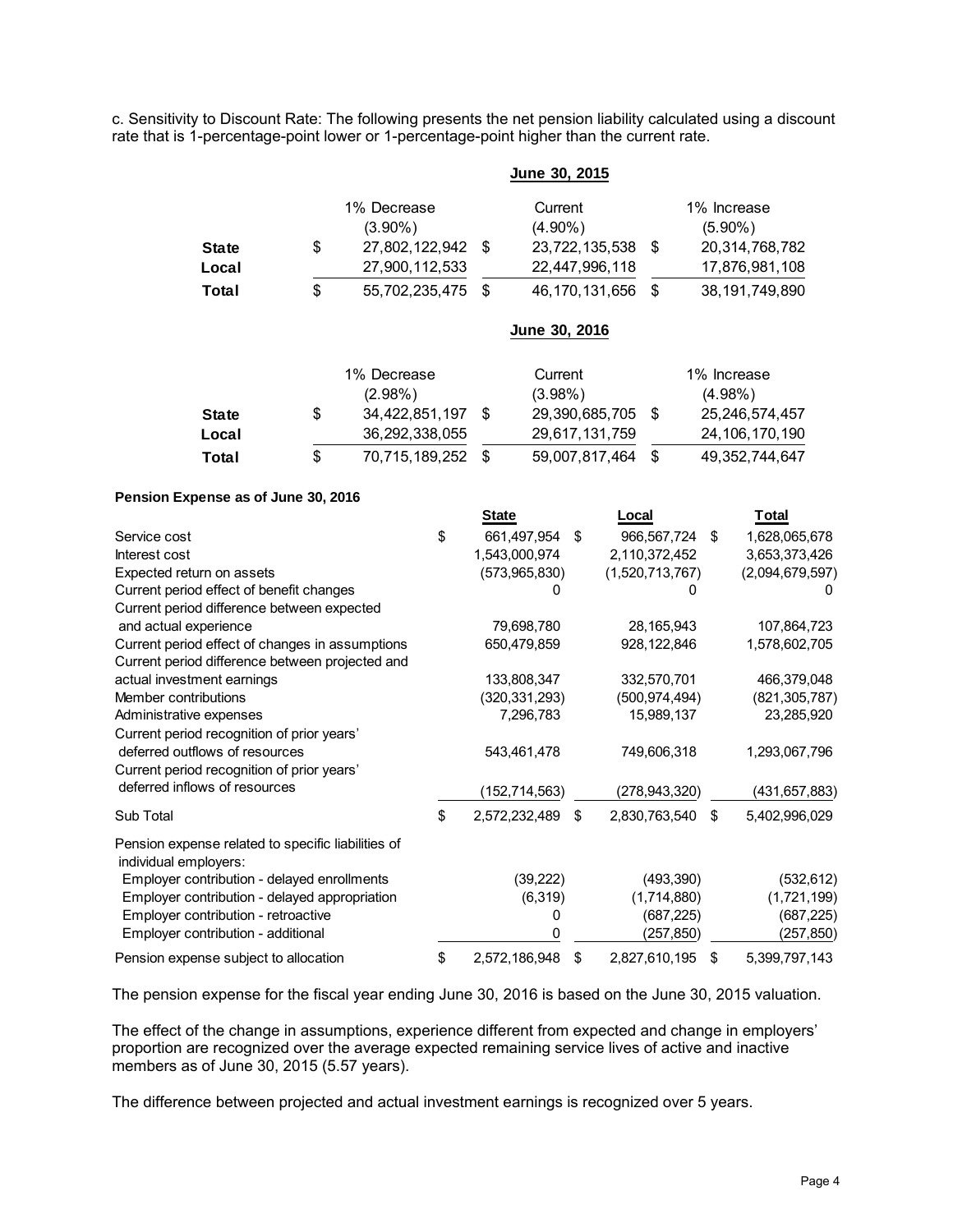c. Sensitivity to Discount Rate: The following presents the net pension liability calculated using a discount rate that is 1-percentage-point lower or 1-percentage-point higher than the current rate.

**June 30, 2015**

| | 1% Decrease (3.90%) | Current (4.90%) | 1% Increase (5.90%) |
|---|---|---|---|
| **State** | $ 27,802,122,942 | $ 23,722,135,538 | $ 20,314,768,782 |
| **Local** | 27,900,112,533 | 22,447,996,118 | 17,876,981,108 |
| **Total** | $ 55,702,235,475 | $ 46,170,131,656 | $ 38,191,749,890 |

**June 30, 2016**

| | 1% Decrease (2.98%) | Current (3.98%) | 1% Increase (4.98%) |
|---|---|---|---|
| **State** | $ 34,422,851,197 | $ 29,390,685,705 | $ 25,246,574,457 |
| **Local** | 36,292,338,055 | 29,617,131,759 | 24,106,170,190 |
| **Total** | $ 70,715,189,252 | $ 59,007,817,464 | $ 49,352,744,647 |

**Pension Expense as of June 30, 2016**

| | State | Local | Total |
|---|---|---|---|
| Service cost | $ 661,497,954 | $ 966,567,724 | $ 1,628,065,678 |
| Interest cost | 1,543,000,974 | 2,110,372,452 | 3,653,373,426 |
| Expected return on assets | (573,965,830) | (1,520,713,767) | (2,094,679,597) |
| Current period effect of benefit changes | 0 | 0 | 0 |
| Current period difference between expected and actual experience | 79,698,780 | 28,165,943 | 107,864,723 |
| Current period effect of changes in assumptions | 650,479,859 | 928,122,846 | 1,578,602,705 |
| Current period difference between projected and actual investment earnings | 133,808,347 | 332,570,701 | 466,379,048 |
| Member contributions | (320,331,293) | (500,974,494) | (821,305,787) |
| Administrative expenses | 7,296,783 | 15,989,137 | 23,285,920 |
| Current period recognition of prior years' deferred outflows of resources | 543,461,478 | 749,606,318 | 1,293,067,796 |
| Current period recognition of prior years' deferred inflows of resources | (152,714,563) | (278,943,320) | (431,657,883) |
| Sub Total | $ 2,572,232,489 | $ 2,830,763,540 | $ 5,402,996,029 |
| Pension expense related to specific liabilities of individual employers: | | | |
| Employer contribution - delayed enrollments | (39,222) | (493,390) | (532,612) |
| Employer contribution - delayed appropriation | (6,319) | (1,714,880) | (1,721,199) |
| Employer contribution - retroactive | 0 | (687,225) | (687,225) |
| Employer contribution - additional | 0 | (257,850) | (257,850) |
| Pension expense subject to allocation | $ 2,572,186,948 | $ 2,827,610,195 | $ 5,399,797,143 |

The pension expense for the fiscal year ending June 30, 2016 is based on the June 30, 2015 valuation.

The effect of the change in assumptions, experience different from expected and change in employers' proportion are recognized over the average expected remaining service lives of active and inactive members as of June 30, 2015 (5.57 years).

The difference between projected and actual investment earnings is recognized over 5 years.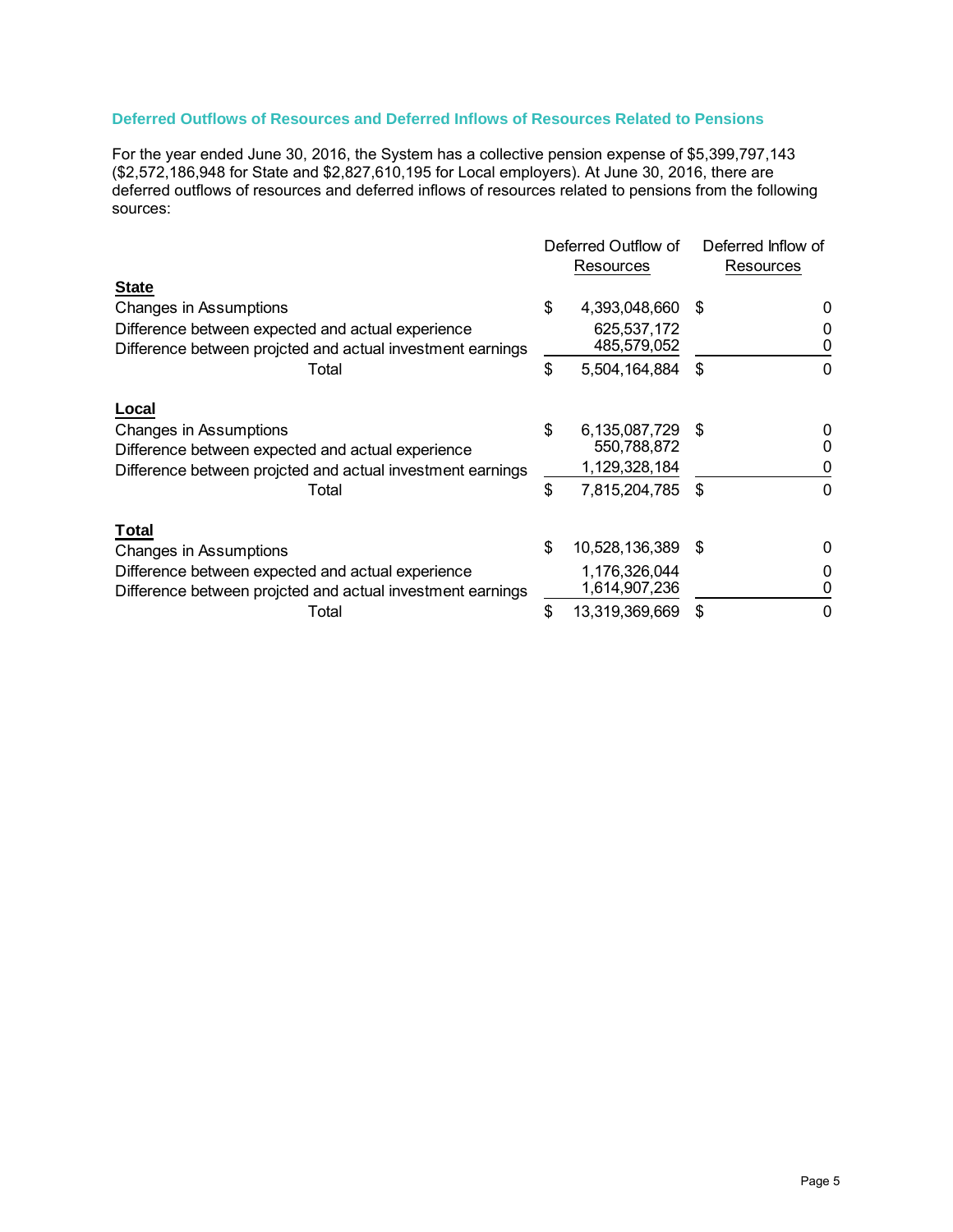### Deferred Outflows of Resources and Deferred Inflows of Resources Related to Pensions

For the year ended June 30, 2016, the System has a collective pension expense of $5,399,797,143 ($2,572,186,948 for State and $2,827,610,195 for Local employers). At June 30, 2016, there are deferred outflows of resources and deferred inflows of resources related to pensions from the following sources:

| | Deferred Outflow of Resources | Deferred Inflow of Resources |
|---|---|---|
| **State** | | |
| Changes in Assumptions | $ 4,393,048,660 | $ 0 |
| Difference between expected and actual experience | 625,537,172 | 0 |
| Difference between projcted and actual investment earnings | 485,579,052 | 0 |
| Total | $ 5,504,164,884 | $ 0 |
| **Local** | | |
| Changes in Assumptions | $ 6,135,087,729 | $ 0 |
| Difference between expected and actual experience | 550,788,872 | 0 |
| Difference between projcted and actual investment earnings | 1,129,328,184 | 0 |
| Total | $ 7,815,204,785 | $ 0 |
| **Total** | | |
| Changes in Assumptions | $ 10,528,136,389 | $ 0 |
| Difference between expected and actual experience | 1,176,326,044 | 0 |
| Difference between projcted and actual investment earnings | 1,614,907,236 | 0 |
| Total | $ 13,319,369,669 | $ 0 |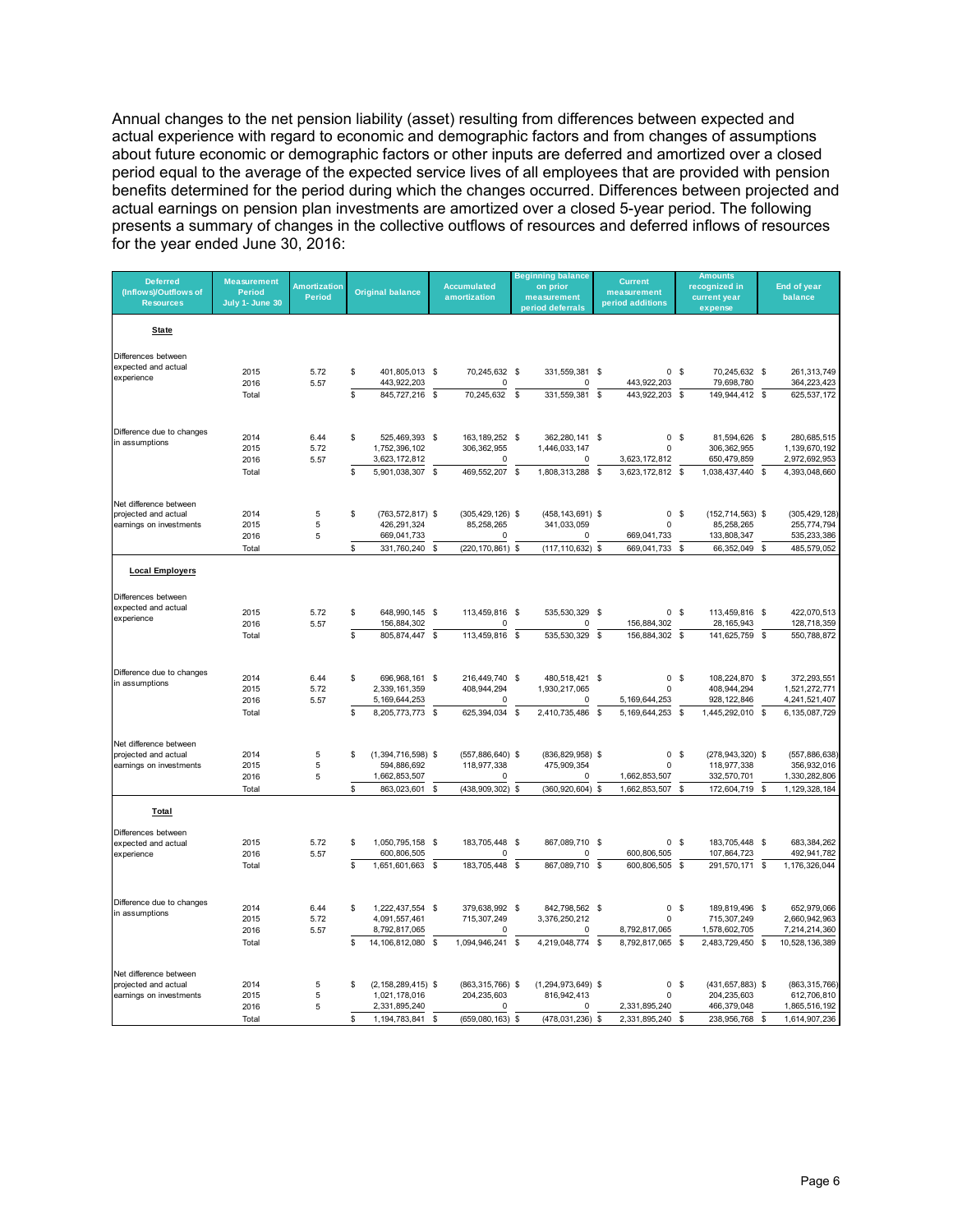Annual changes to the net pension liability (asset) resulting from differences between expected and actual experience with regard to economic and demographic factors and from changes of assumptions about future economic or demographic factors or other inputs are deferred and amortized over a closed period equal to the average of the expected service lives of all employees that are provided with pension benefits determined for the period during which the changes occurred. Differences between projected and actual earnings on pension plan investments are amortized over a closed 5-year period. The following presents a summary of changes in the collective outflows of resources and deferred inflows of resources for the year ended June 30, 2016:

| Deferred (Inflows)/Outflows of Resources | Measurement Period July 1- June 30 | Amortization Period | Original balance | Accumulated amortization | Beginning balance on prior measurement period deferrals | Current measurement period additions | Amounts recognized in current year expense | End of year balance |
|---|---|---|---|---|---|---|---|---|
| **State** | | | | | | | | |
| Differences between expected and actual experience | 2015 | 5.72 | $ 401,805,013 | $ 70,245,632 | $ 331,559,381 | $ 0 | $ 70,245,632 | $ 261,313,749 |
| | 2016 | 5.57 | 443,922,203 | 0 | 0 | 443,922,203 | 79,698,780 | 364,223,423 |
| | Total | | $ 845,727,216 | $ 70,245,632 | $ 331,559,381 | $ 443,922,203 | $ 149,944,412 | $ 625,537,172 |
| Difference due to changes in assumptions | 2014 | 6.44 | $ 525,469,393 | $ 163,189,252 | $ 362,280,141 | $ 0 | $ 81,594,626 | $ 280,685,515 |
| | 2015 | 5.72 | 1,752,396,102 | 306,362,955 | 1,446,033,147 | 0 | 306,362,955 | 1,139,670,192 |
| | 2016 | 5.57 | 3,623,172,812 | 0 | 0 | 3,623,172,812 | 650,479,859 | 2,972,692,953 |
| | Total | | $ 5,901,038,307 | $ 469,552,207 | $ 1,808,313,288 | $ 3,623,172,812 | $ 1,038,437,440 | $ 4,393,048,660 |
| Net difference between projected and actual earnings on investments | 2014 | 5 | $ (763,572,817) | $ (305,429,126) | $ (458,143,691) | $ 0 | $ (152,714,563) | $ (305,429,128) |
| | 2015 | 5 | 426,291,324 | 85,258,265 | 341,033,059 | 0 | 85,258,265 | 255,774,794 |
| | 2016 | 5 | 669,041,733 | 0 | 0 | 669,041,733 | 133,808,347 | 535,233,386 |
| | Total | | $ 331,760,240 | $ (220,170,861) | $ (117,110,632) | $ 669,041,733 | $ 66,352,049 | $ 485,579,052 |
| **Local Employers** | | | | | | | | |
| Differences between expected and actual experience | 2015 | 5.72 | $ 648,990,145 | $ 113,459,816 | $ 535,530,329 | $ 0 | $ 113,459,816 | $ 422,070,513 |
| | 2016 | 5.57 | 156,884,302 | 0 | 0 | 156,884,302 | 28,165,943 | 128,718,359 |
| | Total | | $ 805,874,447 | $ 113,459,816 | $ 535,530,329 | $ 156,884,302 | $ 141,625,759 | $ 550,788,872 |
| Difference due to changes in assumptions | 2014 | 6.44 | $ 696,968,161 | $ 216,449,740 | $ 480,518,421 | $ 0 | $ 108,224,870 | $ 372,293,551 |
| | 2015 | 5.72 | 2,339,161,359 | 408,944,294 | 1,930,217,065 | 0 | 408,944,294 | 1,521,272,771 |
| | 2016 | 5.57 | 5,169,644,253 | 0 | 0 | 5,169,644,253 | 928,122,846 | 4,241,521,407 |
| | Total | | $ 8,205,773,773 | $ 625,394,034 | $ 2,410,735,486 | $ 5,169,644,253 | $ 1,445,292,010 | $ 6,135,087,729 |
| Net difference between projected and actual earnings on investments | 2014 | 5 | $ (1,394,716,598) | $ (557,886,640) | $ (836,829,958) | $ 0 | $ (278,943,320) | $ (557,886,638) |
| | 2015 | 5 | 594,886,692 | 118,977,338 | 475,909,354 | 0 | 118,977,338 | 356,932,016 |
| | 2016 | 5 | 1,662,853,507 | 0 | 0 | 1,662,853,507 | 332,570,701 | 1,330,282,806 |
| | Total | | $ 863,023,601 | $ (438,909,302) | $ (360,920,604) | $ 1,662,853,507 | $ 172,604,719 | $ 1,129,328,184 |
| **Total** | | | | | | | | |
| Differences between expected and actual experience | 2015 | 5.72 | $ 1,050,795,158 | $ 183,705,448 | $ 867,089,710 | $ 0 | $ 183,705,448 | $ 683,384,262 |
| | 2016 | 5.57 | 600,806,505 | 0 | 0 | 600,806,505 | 107,864,723 | 492,941,782 |
| | Total | | $ 1,651,601,663 | $ 183,705,448 | $ 867,089,710 | $ 600,806,505 | $ 291,570,171 | $ 1,176,326,044 |
| Difference due to changes in assumptions | 2014 | 6.44 | $ 1,222,437,554 | $ 379,638,992 | $ 842,798,562 | $ 0 | $ 189,819,496 | $ 652,979,066 |
| | 2015 | 5.72 | 4,091,557,461 | 715,307,249 | 3,376,250,212 | 0 | 715,307,249 | 2,660,942,963 |
| | 2016 | 5.57 | 8,792,817,065 | 0 | 0 | 8,792,817,065 | 1,578,602,705 | 7,214,214,360 |
| | Total | | $ 14,106,812,080 | $ 1,094,946,241 | $ 4,219,048,774 | $ 8,792,817,065 | $ 2,483,729,450 | $ 10,528,136,389 |
| Net difference between projected and actual earnings on investments | 2014 | 5 | $ (2,158,289,415) | $ (863,315,766) | $ (1,294,973,649) | $ 0 | $ (431,657,883) | $ (863,315,766) |
| | 2015 | 5 | 1,021,178,016 | 204,235,603 | 816,942,413 | 0 | 204,235,603 | 612,706,810 |
| | 2016 | 5 | 2,331,895,240 | 0 | 0 | 2,331,895,240 | 466,379,048 | 1,865,516,192 |
| | Total | | $ 1,194,783,841 | $ (659,080,163) | $ (478,031,236) | $ 2,331,895,240 | $ 238,956,768 | $ 1,614,907,236 |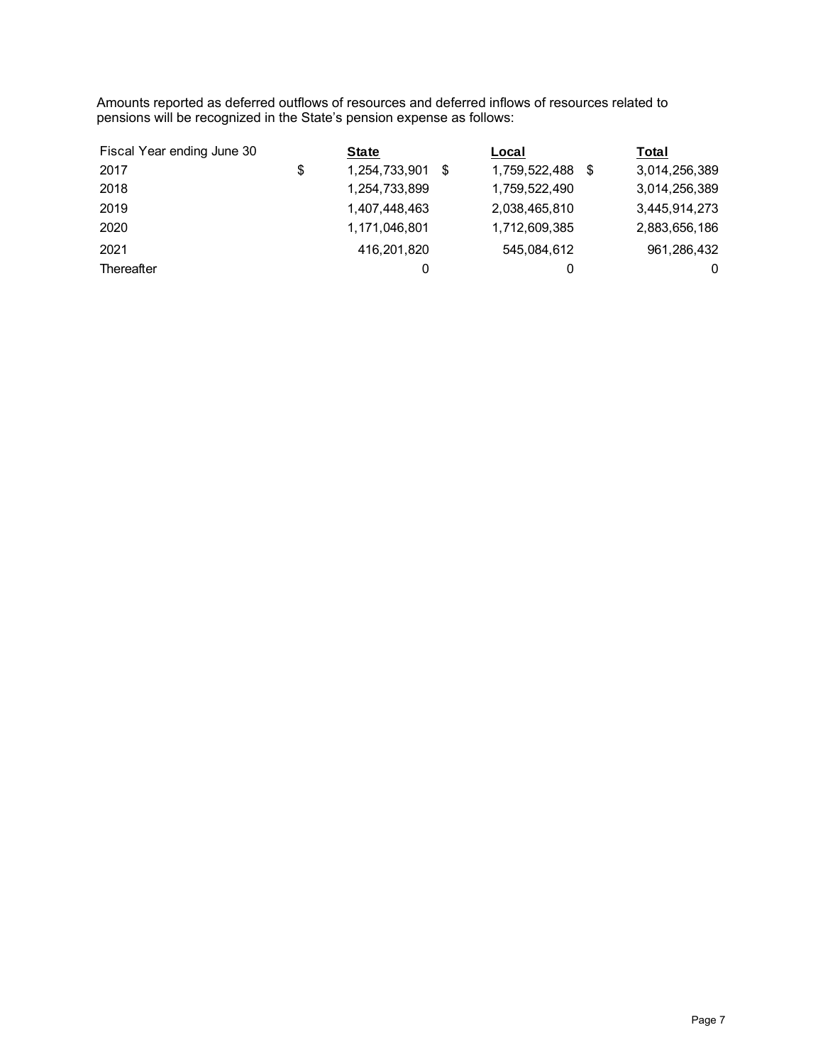Amounts reported as deferred outflows of resources and deferred inflows of resources related to pensions will be recognized in the State's pension expense as follows:

| Fiscal Year ending June 30 | State | Local | Total |
|---|---|---|---|
| 2017 | $ 1,254,733,901 | $ 1,759,522,488 | $ 3,014,256,389 |
| 2018 | 1,254,733,899 | 1,759,522,490 | 3,014,256,389 |
| 2019 | 1,407,448,463 | 2,038,465,810 | 3,445,914,273 |
| 2020 | 1,171,046,801 | 1,712,609,385 | 2,883,656,186 |
| 2021 | 416,201,820 | 545,084,612 | 961,286,432 |
| Thereafter | 0 | 0 | 0 |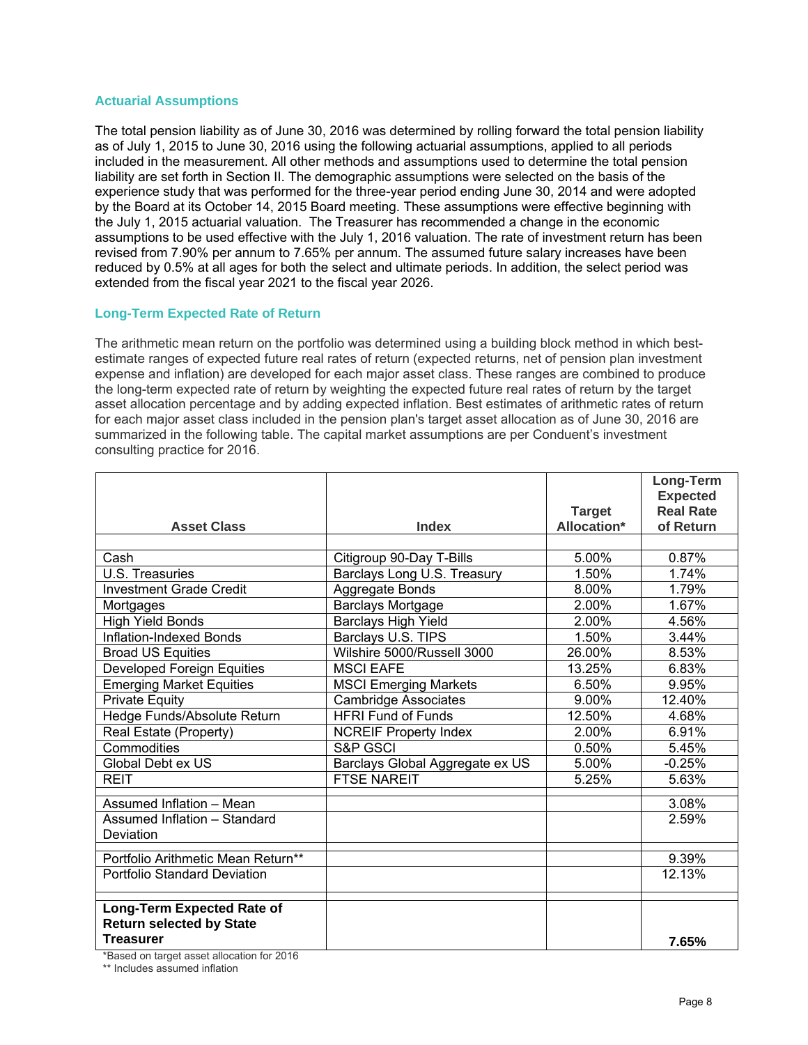### Actuarial Assumptions

The total pension liability as of June 30, 2016 was determined by rolling forward the total pension liability as of July 1, 2015 to June 30, 2016 using the following actuarial assumptions, applied to all periods included in the measurement. All other methods and assumptions used to determine the total pension liability are set forth in Section II. The demographic assumptions were selected on the basis of the experience study that was performed for the three-year period ending June 30, 2014 and were adopted by the Board at its October 14, 2015 Board meeting. These assumptions were effective beginning with the July 1, 2015 actuarial valuation. The Treasurer has recommended a change in the economic assumptions to be used effective with the July 1, 2016 valuation. The rate of investment return has been revised from 7.90% per annum to 7.65% per annum. The assumed future salary increases have been reduced by 0.5% at all ages for both the select and ultimate periods. In addition, the select period was extended from the fiscal year 2021 to the fiscal year 2026.

### Long-Term Expected Rate of Return

The arithmetic mean return on the portfolio was determined using a building block method in which best-estimate ranges of expected future real rates of return (expected returns, net of pension plan investment expense and inflation) are developed for each major asset class. These ranges are combined to produce the long-term expected rate of return by weighting the expected future real rates of return by the target asset allocation percentage and by adding expected inflation. Best estimates of arithmetic rates of return for each major asset class included in the pension plan's target asset allocation as of June 30, 2016 are summarized in the following table. The capital market assumptions are per Conduent's investment consulting practice for 2016.

| Asset Class | Index | Target Allocation* | Long-Term Expected Real Rate of Return |
|---|---|---|---|
| Cash | Citigroup 90-Day T-Bills | 5.00% | 0.87% |
| U.S. Treasuries | Barclays Long U.S. Treasury | 1.50% | 1.74% |
| Investment Grade Credit | Aggregate Bonds | 8.00% | 1.79% |
| Mortgages | Barclays Mortgage | 2.00% | 1.67% |
| High Yield Bonds | Barclays High Yield | 2.00% | 4.56% |
| Inflation-Indexed Bonds | Barclays U.S. TIPS | 1.50% | 3.44% |
| Broad US Equities | Wilshire 5000/Russell 3000 | 26.00% | 8.53% |
| Developed Foreign Equities | MSCI EAFE | 13.25% | 6.83% |
| Emerging Market Equities | MSCI Emerging Markets | 6.50% | 9.95% |
| Private Equity | Cambridge Associates | 9.00% | 12.40% |
| Hedge Funds/Absolute Return | HFRI Fund of Funds | 12.50% | 4.68% |
| Real Estate (Property) | NCREIF Property Index | 2.00% | 6.91% |
| Commodities | S&P GSCI | 0.50% | 5.45% |
| Global Debt ex US | Barclays Global Aggregate ex US | 5.00% | -0.25% |
| REIT | FTSE NAREIT | 5.25% | 5.63% |
| Assumed Inflation – Mean | | | 3.08% |
| Assumed Inflation – Standard Deviation | | | 2.59% |
| Portfolio Arithmetic Mean Return** | | | 9.39% |
| Portfolio Standard Deviation | | | 12.13% |
| **Long-Term Expected Rate of Return selected by State Treasurer** | | | **7.65%** |

*Based on target asset allocation for 2016

** Includes assumed inflation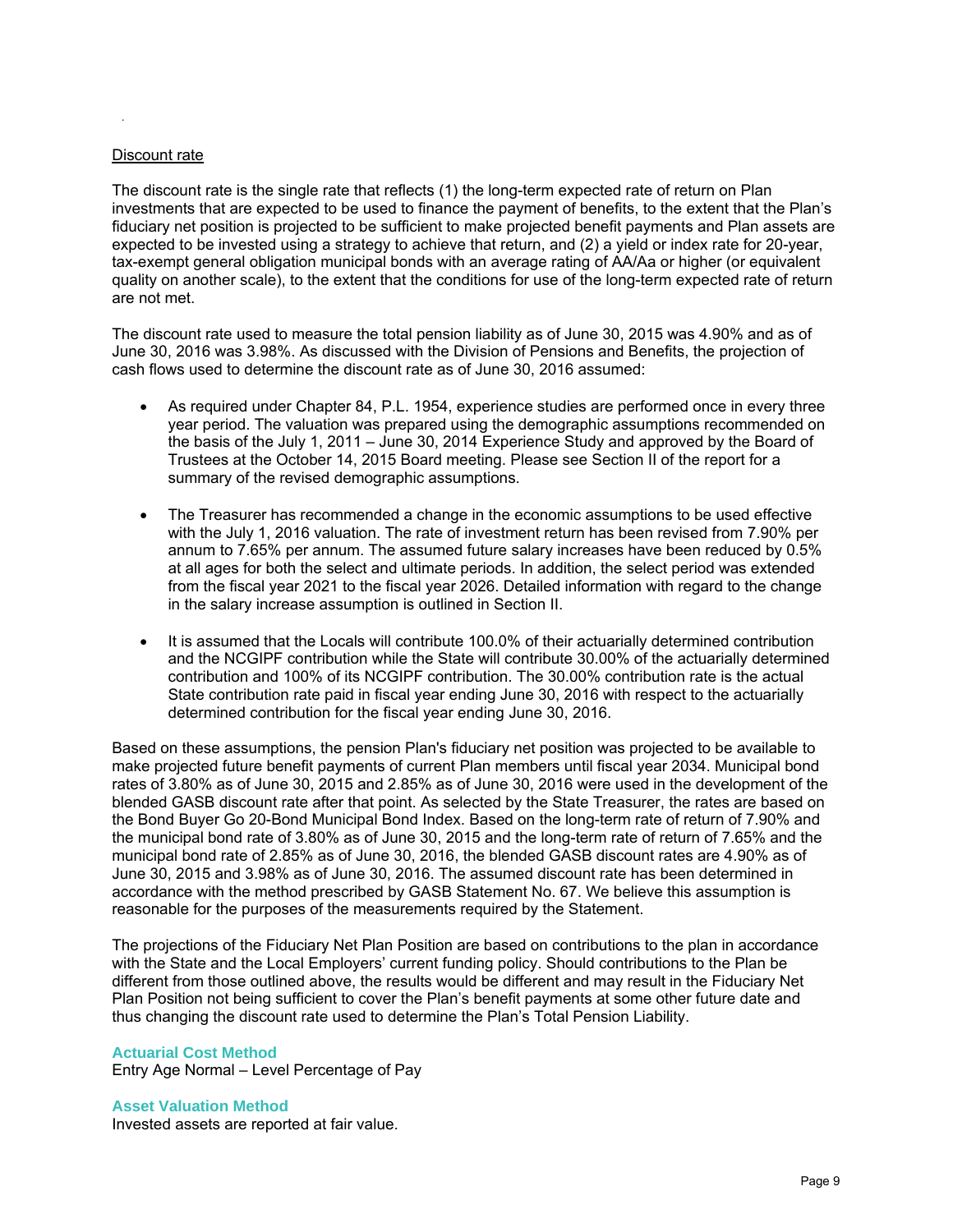Discount rate

The discount rate is the single rate that reflects (1) the long-term expected rate of return on Plan investments that are expected to be used to finance the payment of benefits, to the extent that the Plan's fiduciary net position is projected to be sufficient to make projected benefit payments and Plan assets are expected to be invested using a strategy to achieve that return, and (2) a yield or index rate for 20-year, tax-exempt general obligation municipal bonds with an average rating of AA/Aa or higher (or equivalent quality on another scale), to the extent that the conditions for use of the long-term expected rate of return are not met.

The discount rate used to measure the total pension liability as of June 30, 2015 was 4.90% and as of June 30, 2016 was 3.98%. As discussed with the Division of Pensions and Benefits, the projection of cash flows used to determine the discount rate as of June 30, 2016 assumed:

- As required under Chapter 84, P.L. 1954, experience studies are performed once in every three year period. The valuation was prepared using the demographic assumptions recommended on the basis of the July 1, 2011 – June 30, 2014 Experience Study and approved by the Board of Trustees at the October 14, 2015 Board meeting. Please see Section II of the report for a summary of the revised demographic assumptions.

- The Treasurer has recommended a change in the economic assumptions to be used effective with the July 1, 2016 valuation. The rate of investment return has been revised from 7.90% per annum to 7.65% per annum. The assumed future salary increases have been reduced by 0.5% at all ages for both the select and ultimate periods. In addition, the select period was extended from the fiscal year 2021 to the fiscal year 2026. Detailed information with regard to the change in the salary increase assumption is outlined in Section II.

- It is assumed that the Locals will contribute 100.0% of their actuarially determined contribution and the NCGIPF contribution while the State will contribute 30.00% of the actuarially determined contribution and 100% of its NCGIPF contribution. The 30.00% contribution rate is the actual State contribution rate paid in fiscal year ending June 30, 2016 with respect to the actuarially determined contribution for the fiscal year ending June 30, 2016.

Based on these assumptions, the pension Plan's fiduciary net position was projected to be available to make projected future benefit payments of current Plan members until fiscal year 2034. Municipal bond rates of 3.80% as of June 30, 2015 and 2.85% as of June 30, 2016 were used in the development of the blended GASB discount rate after that point. As selected by the State Treasurer, the rates are based on the Bond Buyer Go 20-Bond Municipal Bond Index. Based on the long-term rate of return of 7.90% and the municipal bond rate of 3.80% as of June 30, 2015 and the long-term rate of return of 7.65% and the municipal bond rate of 2.85% as of June 30, 2016, the blended GASB discount rates are 4.90% as of June 30, 2015 and 3.98% as of June 30, 2016. The assumed discount rate has been determined in accordance with the method prescribed by GASB Statement No. 67. We believe this assumption is reasonable for the purposes of the measurements required by the Statement.

The projections of the Fiduciary Net Plan Position are based on contributions to the plan in accordance with the State and the Local Employers' current funding policy. Should contributions to the Plan be different from those outlined above, the results would be different and may result in the Fiduciary Net Plan Position not being sufficient to cover the Plan's benefit payments at some other future date and thus changing the discount rate used to determine the Plan's Total Pension Liability.

### Actuarial Cost Method

Entry Age Normal – Level Percentage of Pay

### Asset Valuation Method

Invested assets are reported at fair value.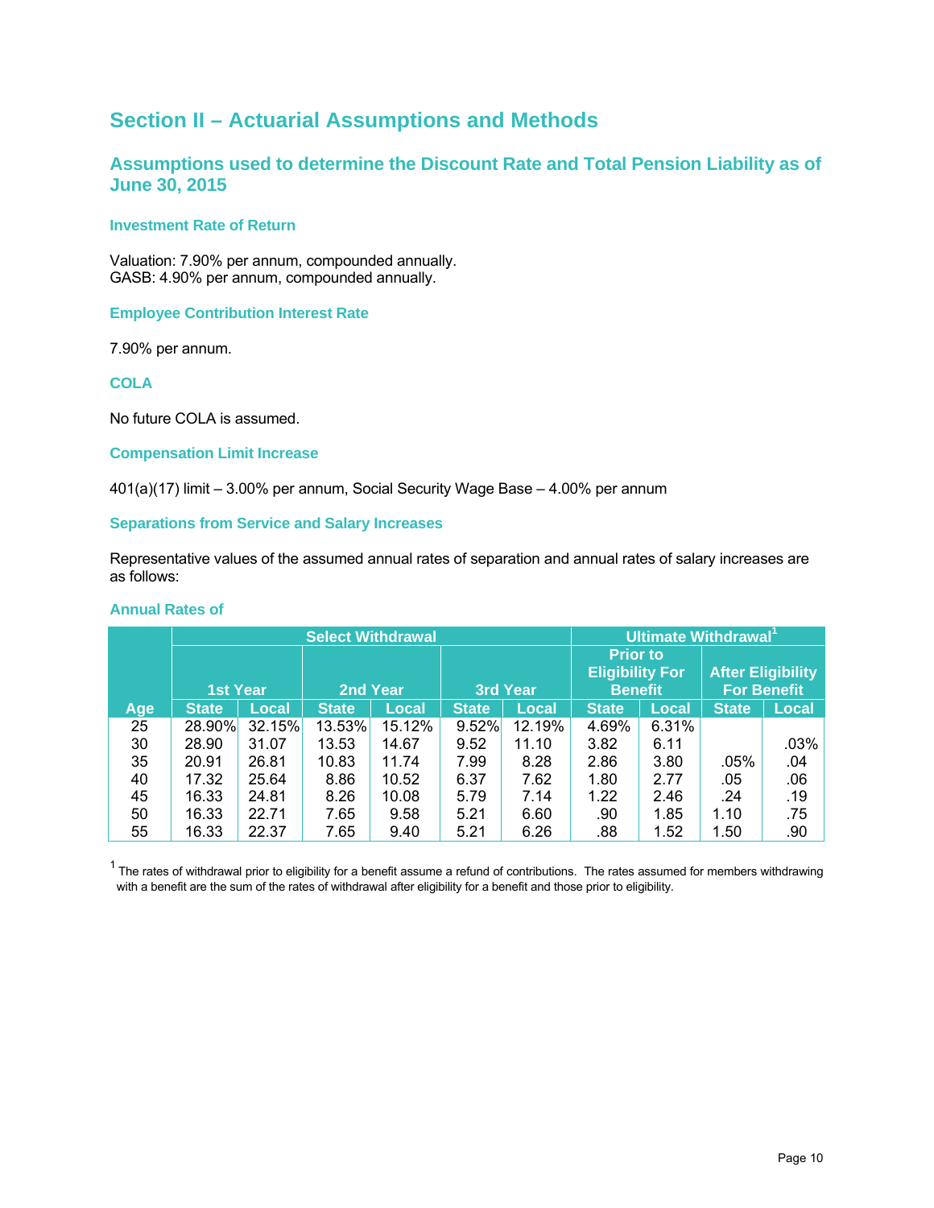## Section II – Actuarial Assumptions and Methods

### Assumptions used to determine the Discount Rate and Total Pension Liability as of June 30, 2015

#### Investment Rate of Return

Valuation: 7.90% per annum, compounded annually.
GASB: 4.90% per annum, compounded annually.

#### Employee Contribution Interest Rate

7.90% per annum.

#### COLA

No future COLA is assumed.

#### Compensation Limit Increase

401(a)(17) limit – 3.00% per annum, Social Security Wage Base – 4.00% per annum

#### Separations from Service and Salary Increases

Representative values of the assumed annual rates of separation and annual rates of salary increases are as follows:

#### Annual Rates of

| | Select Withdrawal | | | | | | Ultimate Withdrawal[1] | | | |
|---|---|---|---|---|---|---|---|---|---|---|
| | 1st Year | | 2nd Year | | 3rd Year | | Prior to Eligibility For Benefit | | After Eligibility For Benefit | |
| Age | State | Local | State | Local | State | Local | State | Local | State | Local |
| 25 | 28.90% | 32.15% | 13.53% | 15.12% | 9.52% | 12.19% | 4.69% | 6.31% | | |
| 30 | 28.90 | 31.07 | 13.53 | 14.67 | 9.52 | 11.10 | 3.82 | 6.11 | | .03% |
| 35 | 20.91 | 26.81 | 10.83 | 11.74 | 7.99 | 8.28 | 2.86 | 3.80 | .05% | .04 |
| 40 | 17.32 | 25.64 | 8.86 | 10.52 | 6.37 | 7.62 | 1.80 | 2.77 | .05 | .06 |
| 45 | 16.33 | 24.81 | 8.26 | 10.08 | 5.79 | 7.14 | 1.22 | 2.46 | .24 | .19 |
| 50 | 16.33 | 22.71 | 7.65 | 9.58 | 5.21 | 6.60 | .90 | 1.85 | 1.10 | .75 |
| 55 | 16.33 | 22.37 | 7.65 | 9.40 | 5.21 | 6.26 | .88 | 1.52 | 1.50 | .90 |

[1] The rates of withdrawal prior to eligibility for a benefit assume a refund of contributions. The rates assumed for members withdrawing with a benefit are the sum of the rates of withdrawal after eligibility for a benefit and those prior to eligibility.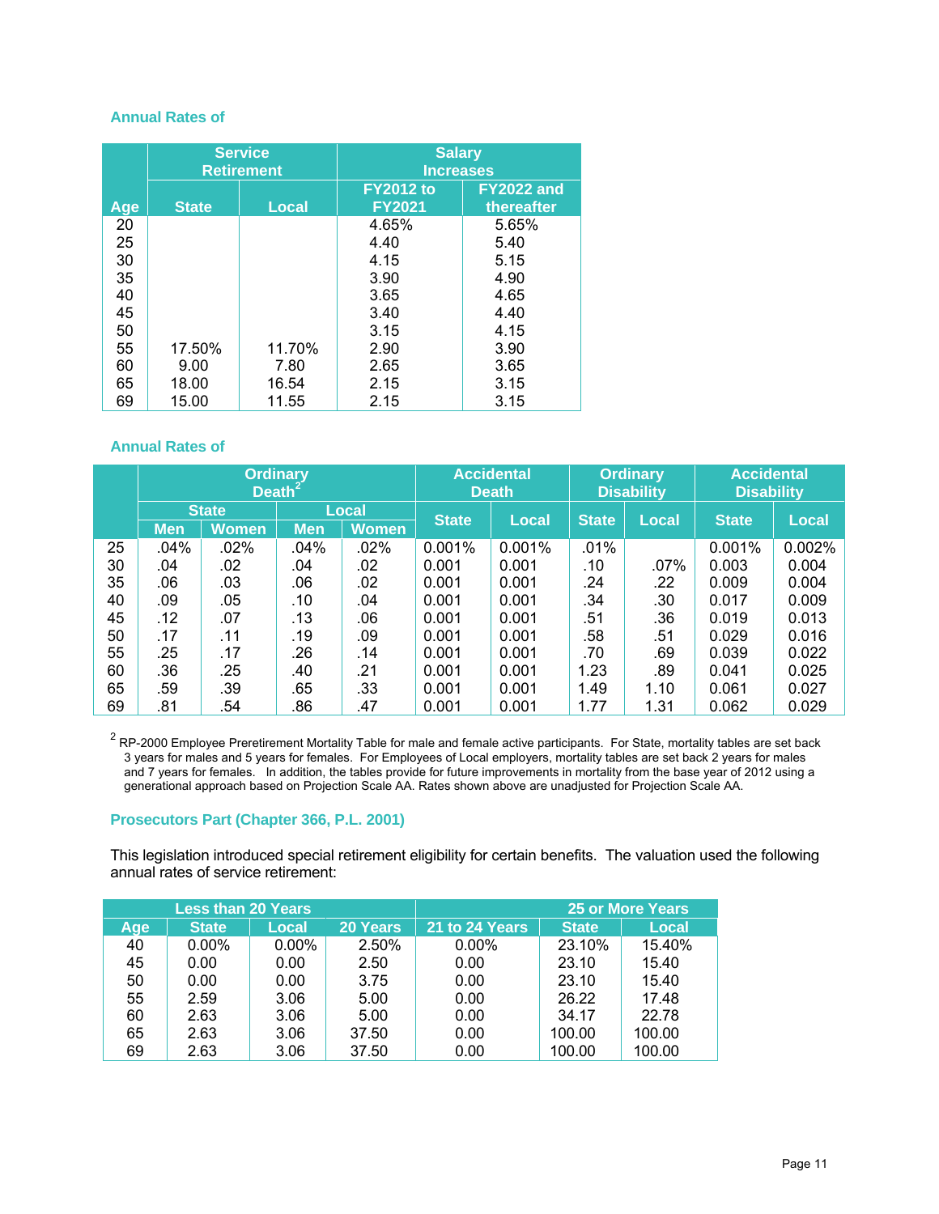### Annual Rates of

| | Service Retirement | | Salary Increases | |
|---|---|---|---|---|
| Age | State | Local | FY2012 to FY2021 | FY2022 and thereafter |
| 20 | | | 4.65% | 5.65% |
| 25 | | | 4.40 | 5.40 |
| 30 | | | 4.15 | 5.15 |
| 35 | | | 3.90 | 4.90 |
| 40 | | | 3.65 | 4.65 |
| 45 | | | 3.40 | 4.40 |
| 50 | | | 3.15 | 4.15 |
| 55 | 17.50% | 11.70% | 2.90 | 3.90 |
| 60 | 9.00 | 7.80 | 2.65 | 3.65 |
| 65 | 18.00 | 16.54 | 2.15 | 3.15 |
| 69 | 15.00 | 11.55 | 2.15 | 3.15 |

### Annual Rates of

| | Ordinary Death[2] | | | | Accidental Death | | Ordinary Disability | | Accidental Disability | |
|---|---|---|---|---|---|---|---|---|---|---|
| | State | | Local | | | | | | | |
| | Men | Women | Men | Women | State | Local | State | Local | State | Local |
| 25 | .04% | .02% | .04% | .02% | 0.001% | 0.001% | .01% | | 0.001% | 0.002% |
| 30 | .04 | .02 | .04 | .02 | 0.001 | 0.001 | .10 | .07% | 0.003 | 0.004 |
| 35 | .06 | .03 | .06 | .02 | 0.001 | 0.001 | .24 | .22 | 0.009 | 0.004 |
| 40 | .09 | .05 | .10 | .04 | 0.001 | 0.001 | .34 | .30 | 0.017 | 0.009 |
| 45 | .12 | .07 | .13 | .06 | 0.001 | 0.001 | .51 | .36 | 0.019 | 0.013 |
| 50 | .17 | .11 | .19 | .09 | 0.001 | 0.001 | .58 | .51 | 0.029 | 0.016 |
| 55 | .25 | .17 | .26 | .14 | 0.001 | 0.001 | .70 | .69 | 0.039 | 0.022 |
| 60 | .36 | .25 | .40 | .21 | 0.001 | 0.001 | 1.23 | .89 | 0.041 | 0.025 |
| 65 | .59 | .39 | .65 | .33 | 0.001 | 0.001 | 1.49 | 1.10 | 0.061 | 0.027 |
| 69 | .81 | .54 | .86 | .47 | 0.001 | 0.001 | 1.77 | 1.31 | 0.062 | 0.029 |

[2] RP-2000 Employee Preretirement Mortality Table for male and female active participants. For State, mortality tables are set back 3 years for males and 5 years for females. For Employees of Local employers, mortality tables are set back 2 years for males and 7 years for females. In addition, the tables provide for future improvements in mortality from the base year of 2012 using a generational approach based on Projection Scale AA. Rates shown above are unadjusted for Projection Scale AA.

### Prosecutors Part (Chapter 366, P.L. 2001)

This legislation introduced special retirement eligibility for certain benefits. The valuation used the following annual rates of service retirement:

| | Less than 20 Years | | | | 25 or More Years | |
|---|---|---|---|---|---|---|
| Age | State | Local | 20 Years | 21 to 24 Years | State | Local |
| 40 | 0.00% | 0.00% | 2.50% | 0.00% | 23.10% | 15.40% |
| 45 | 0.00 | 0.00 | 2.50 | 0.00 | 23.10 | 15.40 |
| 50 | 0.00 | 0.00 | 3.75 | 0.00 | 23.10 | 15.40 |
| 55 | 2.59 | 3.06 | 5.00 | 0.00 | 26.22 | 17.48 |
| 60 | 2.63 | 3.06 | 5.00 | 0.00 | 34.17 | 22.78 |
| 65 | 2.63 | 3.06 | 37.50 | 0.00 | 100.00 | 100.00 |
| 69 | 2.63 | 3.06 | 37.50 | 0.00 | 100.00 | 100.00 |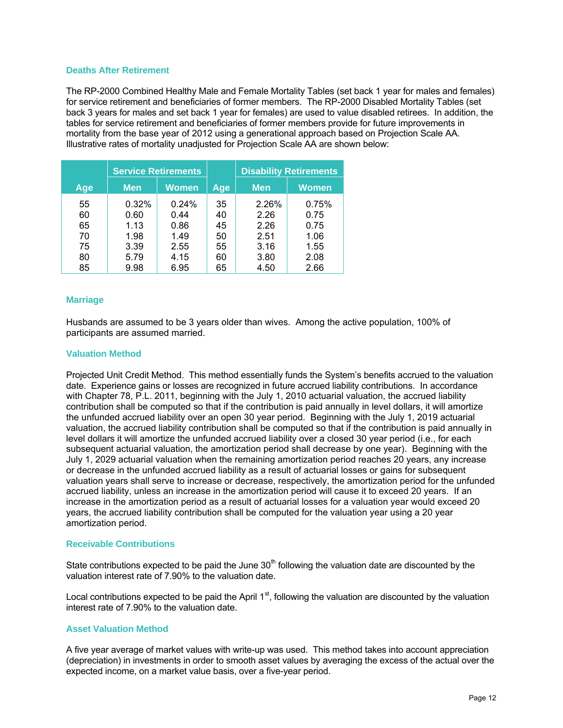### Deaths After Retirement

The RP-2000 Combined Healthy Male and Female Mortality Tables (set back 1 year for males and females) for service retirement and beneficiaries of former members. The RP-2000 Disabled Mortality Tables (set back 3 years for males and set back 1 year for females) are used to value disabled retirees. In addition, the tables for service retirement and beneficiaries of former members provide for future improvements in mortality from the base year of 2012 using a generational approach based on Projection Scale AA. Illustrative rates of mortality unadjusted for Projection Scale AA are shown below:

| | Service Retirements | | | Disability Retirements | |
|---|---|---|---|---|---|
| **Age** | **Men** | **Women** | **Age** | **Men** | **Women** |
| 55 | 0.32% | 0.24% | 35 | 2.26% | 0.75% |
| 60 | 0.60 | 0.44 | 40 | 2.26 | 0.75 |
| 65 | 1.13 | 0.86 | 45 | 2.26 | 0.75 |
| 70 | 1.98 | 1.49 | 50 | 2.51 | 1.06 |
| 75 | 3.39 | 2.55 | 55 | 3.16 | 1.55 |
| 80 | 5.79 | 4.15 | 60 | 3.80 | 2.08 |
| 85 | 9.98 | 6.95 | 65 | 4.50 | 2.66 |

### Marriage

Husbands are assumed to be 3 years older than wives. Among the active population, 100% of participants are assumed married.

### Valuation Method

Projected Unit Credit Method. This method essentially funds the System's benefits accrued to the valuation date. Experience gains or losses are recognized in future accrued liability contributions. In accordance with Chapter 78, P.L. 2011, beginning with the July 1, 2010 actuarial valuation, the accrued liability contribution shall be computed so that if the contribution is paid annually in level dollars, it will amortize the unfunded accrued liability over an open 30 year period. Beginning with the July 1, 2019 actuarial valuation, the accrued liability contribution shall be computed so that if the contribution is paid annually in level dollars it will amortize the unfunded accrued liability over a closed 30 year period (i.e., for each subsequent actuarial valuation, the amortization period shall decrease by one year). Beginning with the July 1, 2029 actuarial valuation when the remaining amortization period reaches 20 years, any increase or decrease in the unfunded accrued liability as a result of actuarial losses or gains for subsequent valuation years shall serve to increase or decrease, respectively, the amortization period for the unfunded accrued liability, unless an increase in the amortization period will cause it to exceed 20 years. If an increase in the amortization period as a result of actuarial losses for a valuation year would exceed 20 years, the accrued liability contribution shall be computed for the valuation year using a 20 year amortization period.

### Receivable Contributions

State contributions expected to be paid the June 30th following the valuation date are discounted by the valuation interest rate of 7.90% to the valuation date.

Local contributions expected to be paid the April 1st, following the valuation are discounted by the valuation interest rate of 7.90% to the valuation date.

### Asset Valuation Method

A five year average of market values with write-up was used. This method takes into account appreciation (depreciation) in investments in order to smooth asset values by averaging the excess of the actual over the expected income, on a market value basis, over a five-year period.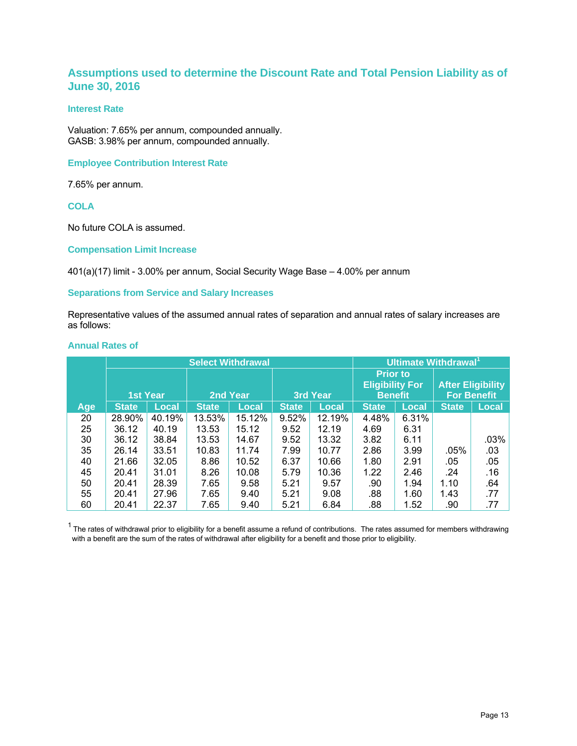## Assumptions used to determine the Discount Rate and Total Pension Liability as of June 30, 2016

### Interest Rate

Valuation: 7.65% per annum, compounded annually.
GASB: 3.98% per annum, compounded annually.

### Employee Contribution Interest Rate

7.65% per annum.

### COLA

No future COLA is assumed.

### Compensation Limit Increase

401(a)(17) limit - 3.00% per annum, Social Security Wage Base – 4.00% per annum

### Separations from Service and Salary Increases

Representative values of the assumed annual rates of separation and annual rates of salary increases are as follows:

### Annual Rates of

| | Select Withdrawal | | | | | | Ultimate Withdrawal[1] | | | |
|---|---|---|---|---|---|---|---|---|---|---|
| | 1st Year | | 2nd Year | | 3rd Year | | Prior to Eligibility For Benefit | | After Eligibility For Benefit | |
| Age | State | Local | State | Local | State | Local | State | Local | State | Local |
| 20 | 28.90% | 40.19% | 13.53% | 15.12% | 9.52% | 12.19% | 4.48% | 6.31% | | |
| 25 | 36.12 | 40.19 | 13.53 | 15.12 | 9.52 | 12.19 | 4.69 | 6.31 | | |
| 30 | 36.12 | 38.84 | 13.53 | 14.67 | 9.52 | 13.32 | 3.82 | 6.11 | | .03% |
| 35 | 26.14 | 33.51 | 10.83 | 11.74 | 7.99 | 10.77 | 2.86 | 3.99 | .05% | .03 |
| 40 | 21.66 | 32.05 | 8.86 | 10.52 | 6.37 | 10.66 | 1.80 | 2.91 | .05 | .05 |
| 45 | 20.41 | 31.01 | 8.26 | 10.08 | 5.79 | 10.36 | 1.22 | 2.46 | .24 | .16 |
| 50 | 20.41 | 28.39 | 7.65 | 9.58 | 5.21 | 9.57 | .90 | 1.94 | 1.10 | .64 |
| 55 | 20.41 | 27.96 | 7.65 | 9.40 | 5.21 | 9.08 | .88 | 1.60 | 1.43 | .77 |
| 60 | 20.41 | 22.37 | 7.65 | 9.40 | 5.21 | 6.84 | .88 | 1.52 | .90 | .77 |

[1] The rates of withdrawal prior to eligibility for a benefit assume a refund of contributions. The rates assumed for members withdrawing with a benefit are the sum of the rates of withdrawal after eligibility for a benefit and those prior to eligibility.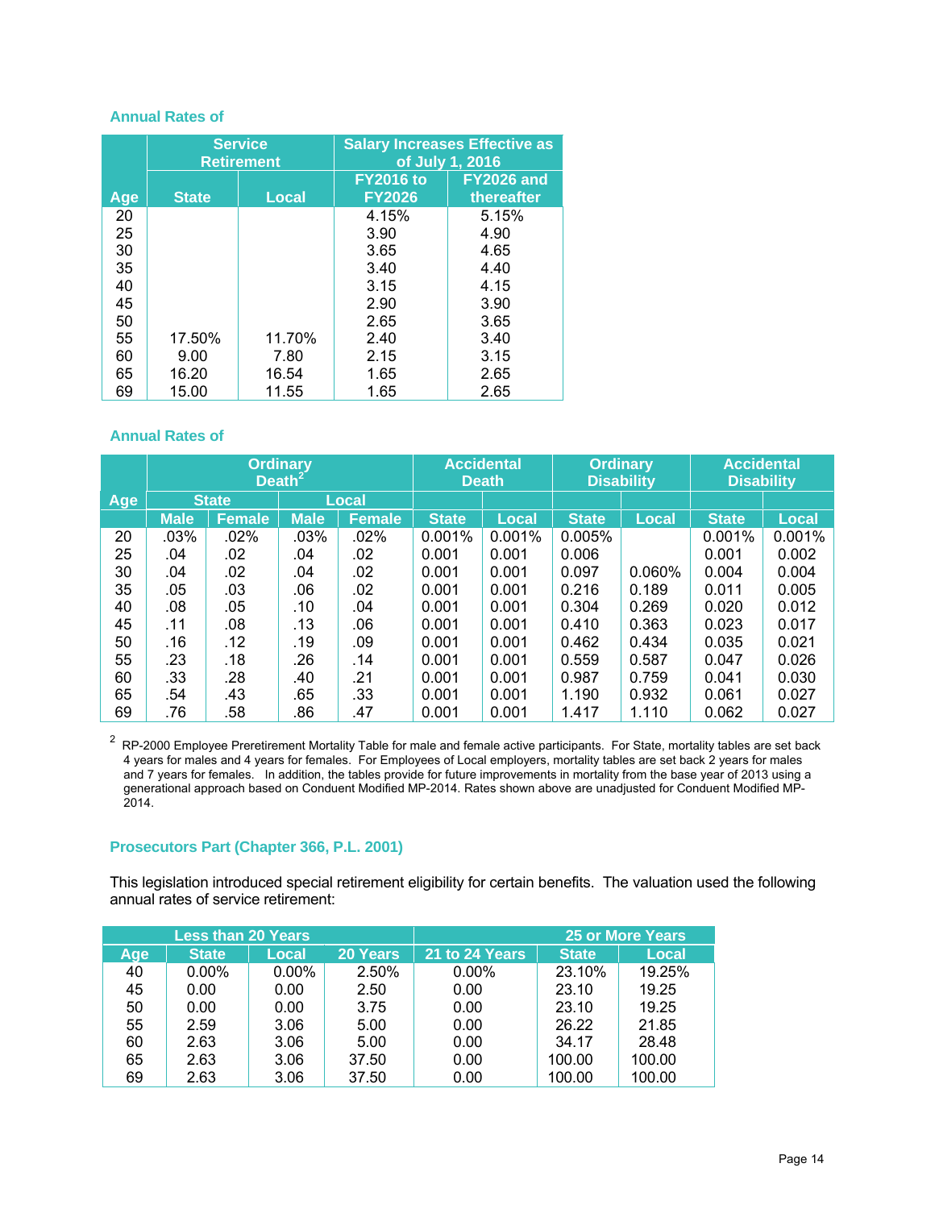### Annual Rates of

| Age | Service Retirement | | Salary Increases Effective as of July 1, 2016 | |
|---|---|---|---|---|
| | State | Local | FY2016 to FY2026 | FY2026 and thereafter |
| 20 | | | 4.15% | 5.15% |
| 25 | | | 3.90 | 4.90 |
| 30 | | | 3.65 | 4.65 |
| 35 | | | 3.40 | 4.40 |
| 40 | | | 3.15 | 4.15 |
| 45 | | | 2.90 | 3.90 |
| 50 | | | 2.65 | 3.65 |
| 55 | 17.50% | 11.70% | 2.40 | 3.40 |
| 60 | 9.00 | 7.80 | 2.15 | 3.15 |
| 65 | 16.20 | 16.54 | 1.65 | 2.65 |
| 69 | 15.00 | 11.55 | 1.65 | 2.65 |

### Annual Rates of

| Age | Ordinary Death[2] | | | | Accidental Death | | Ordinary Disability | | Accidental Disability | |
|---|---|---|---|---|---|---|---|---|---|---|
| | State | | Local | | | | | | | |
| | Male | Female | Male | Female | State | Local | State | Local | State | Local |
| 20 | .03% | .02% | .03% | .02% | 0.001% | 0.001% | 0.005% | | 0.001% | 0.001% |
| 25 | .04 | .02 | .04 | .02 | 0.001 | 0.001 | 0.006 | | 0.001 | 0.002 |
| 30 | .04 | .02 | .04 | .02 | 0.001 | 0.001 | 0.097 | 0.060% | 0.004 | 0.004 |
| 35 | .05 | .03 | .06 | .02 | 0.001 | 0.001 | 0.216 | 0.189 | 0.011 | 0.005 |
| 40 | .08 | .05 | .10 | .04 | 0.001 | 0.001 | 0.304 | 0.269 | 0.020 | 0.012 |
| 45 | .11 | .08 | .13 | .06 | 0.001 | 0.001 | 0.410 | 0.363 | 0.023 | 0.017 |
| 50 | .16 | .12 | .19 | .09 | 0.001 | 0.001 | 0.462 | 0.434 | 0.035 | 0.021 |
| 55 | .23 | .18 | .26 | .14 | 0.001 | 0.001 | 0.559 | 0.587 | 0.047 | 0.026 |
| 60 | .33 | .28 | .40 | .21 | 0.001 | 0.001 | 0.987 | 0.759 | 0.041 | 0.030 |
| 65 | .54 | .43 | .65 | .33 | 0.001 | 0.001 | 1.190 | 0.932 | 0.061 | 0.027 |
| 69 | .76 | .58 | .86 | .47 | 0.001 | 0.001 | 1.417 | 1.110 | 0.062 | 0.027 |

[2] RP-2000 Employee Preretirement Mortality Table for male and female active participants. For State, mortality tables are set back 4 years for males and 4 years for females. For Employees of Local employers, mortality tables are set back 2 years for males and 7 years for females. In addition, the tables provide for future improvements in mortality from the base year of 2013 using a generational approach based on Conduent Modified MP-2014. Rates shown above are unadjusted for Conduent Modified MP-2014.

### Prosecutors Part (Chapter 366, P.L. 2001)

This legislation introduced special retirement eligibility for certain benefits. The valuation used the following annual rates of service retirement:

| Age | Less than 20 Years | | 20 Years | 21 to 24 Years | 25 or More Years | |
|---|---|---|---|---|---|---|
| | State | Local | | | State | Local |
| 40 | 0.00% | 0.00% | 2.50% | 0.00% | 23.10% | 19.25% |
| 45 | 0.00 | 0.00 | 2.50 | 0.00 | 23.10 | 19.25 |
| 50 | 0.00 | 0.00 | 3.75 | 0.00 | 23.10 | 19.25 |
| 55 | 2.59 | 3.06 | 5.00 | 0.00 | 26.22 | 21.85 |
| 60 | 2.63 | 3.06 | 5.00 | 0.00 | 34.17 | 28.48 |
| 65 | 2.63 | 3.06 | 37.50 | 0.00 | 100.00 | 100.00 |
| 69 | 2.63 | 3.06 | 37.50 | 0.00 | 100.00 | 100.00 |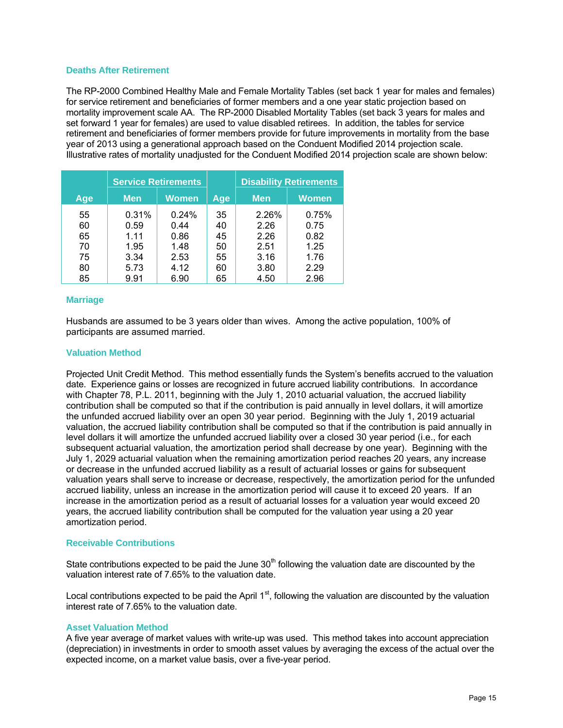### Deaths After Retirement

The RP-2000 Combined Healthy Male and Female Mortality Tables (set back 1 year for males and females) for service retirement and beneficiaries of former members and a one year static projection based on mortality improvement scale AA. The RP-2000 Disabled Mortality Tables (set back 3 years for males and set forward 1 year for females) are used to value disabled retirees. In addition, the tables for service retirement and beneficiaries of former members provide for future improvements in mortality from the base year of 2013 using a generational approach based on the Conduent Modified 2014 projection scale. Illustrative rates of mortality unadjusted for the Conduent Modified 2014 projection scale are shown below:

| | Service Retirements | | | Disability Retirements | |
|---|---|---|---|---|---|
| Age | Men | Women | Age | Men | Women |
| 55 | 0.31% | 0.24% | 35 | 2.26% | 0.75% |
| 60 | 0.59 | 0.44 | 40 | 2.26 | 0.75 |
| 65 | 1.11 | 0.86 | 45 | 2.26 | 0.82 |
| 70 | 1.95 | 1.48 | 50 | 2.51 | 1.25 |
| 75 | 3.34 | 2.53 | 55 | 3.16 | 1.76 |
| 80 | 5.73 | 4.12 | 60 | 3.80 | 2.29 |
| 85 | 9.91 | 6.90 | 65 | 4.50 | 2.96 |

### Marriage

Husbands are assumed to be 3 years older than wives. Among the active population, 100% of participants are assumed married.

### Valuation Method

Projected Unit Credit Method. This method essentially funds the System's benefits accrued to the valuation date. Experience gains or losses are recognized in future accrued liability contributions. In accordance with Chapter 78, P.L. 2011, beginning with the July 1, 2010 actuarial valuation, the accrued liability contribution shall be computed so that if the contribution is paid annually in level dollars, it will amortize the unfunded accrued liability over an open 30 year period. Beginning with the July 1, 2019 actuarial valuation, the accrued liability contribution shall be computed so that if the contribution is paid annually in level dollars it will amortize the unfunded accrued liability over a closed 30 year period (i.e., for each subsequent actuarial valuation, the amortization period shall decrease by one year). Beginning with the July 1, 2029 actuarial valuation when the remaining amortization period reaches 20 years, any increase or decrease in the unfunded accrued liability as a result of actuarial losses or gains for subsequent valuation years shall serve to increase or decrease, respectively, the amortization period for the unfunded accrued liability, unless an increase in the amortization period will cause it to exceed 20 years. If an increase in the amortization period as a result of actuarial losses for a valuation year would exceed 20 years, the accrued liability contribution shall be computed for the valuation year using a 20 year amortization period.

### Receivable Contributions

State contributions expected to be paid the June 30th following the valuation date are discounted by the valuation interest rate of 7.65% to the valuation date.

Local contributions expected to be paid the April 1st, following the valuation are discounted by the valuation interest rate of 7.65% to the valuation date.

### Asset Valuation Method

A five year average of market values with write-up was used. This method takes into account appreciation (depreciation) in investments in order to smooth asset values by averaging the excess of the actual over the expected income, on a market value basis, over a five-year period.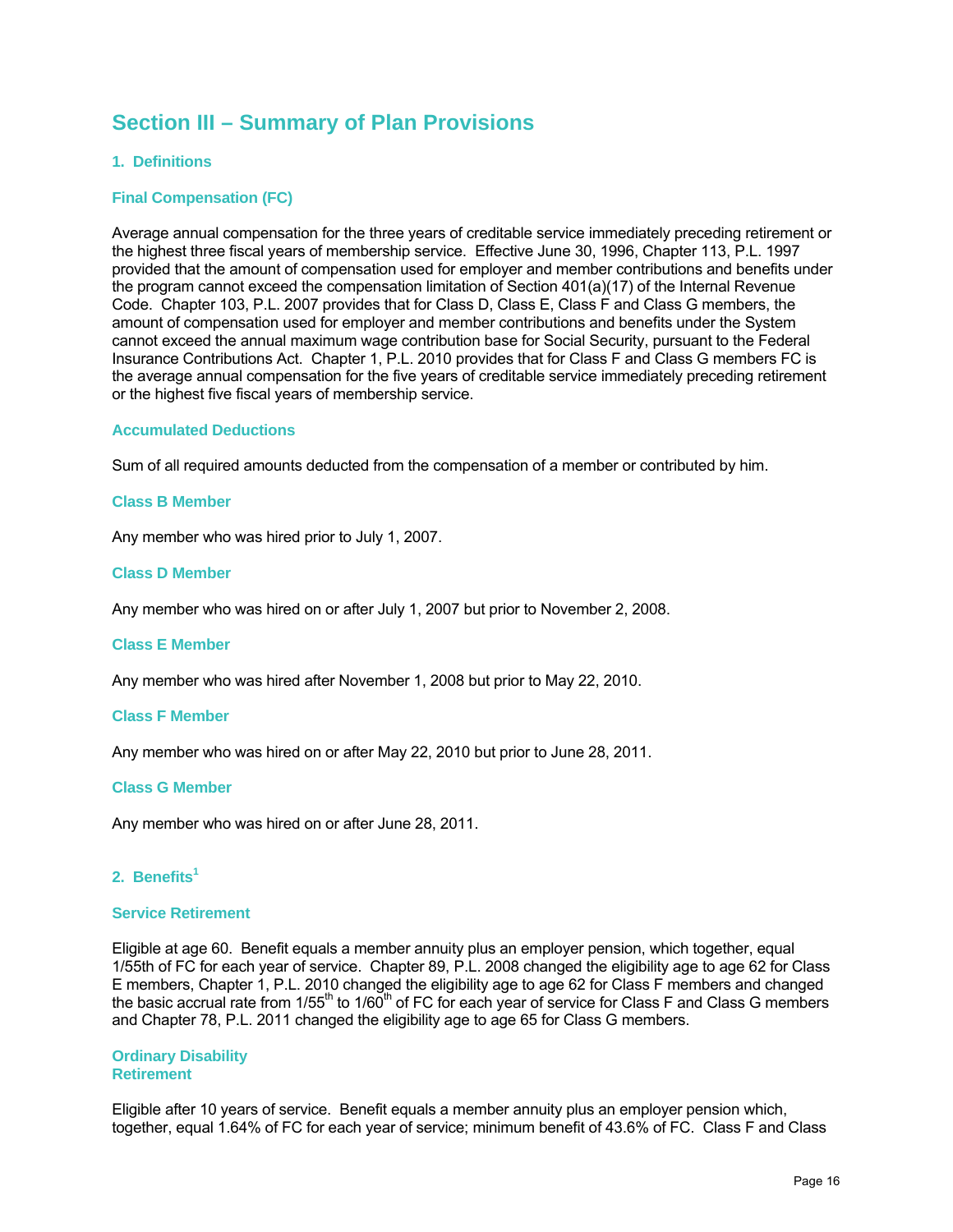# Section III – Summary of Plan Provisions

## 1. Definitions

### Final Compensation (FC)

Average annual compensation for the three years of creditable service immediately preceding retirement or the highest three fiscal years of membership service. Effective June 30, 1996, Chapter 113, P.L. 1997 provided that the amount of compensation used for employer and member contributions and benefits under the program cannot exceed the compensation limitation of Section 401(a)(17) of the Internal Revenue Code. Chapter 103, P.L. 2007 provides that for Class D, Class E, Class F and Class G members, the amount of compensation used for employer and member contributions and benefits under the System cannot exceed the annual maximum wage contribution base for Social Security, pursuant to the Federal Insurance Contributions Act. Chapter 1, P.L. 2010 provides that for Class F and Class G members FC is the average annual compensation for the five years of creditable service immediately preceding retirement or the highest five fiscal years of membership service.

### Accumulated Deductions

Sum of all required amounts deducted from the compensation of a member or contributed by him.

### Class B Member

Any member who was hired prior to July 1, 2007.

### Class D Member

Any member who was hired on or after July 1, 2007 but prior to November 2, 2008.

### Class E Member

Any member who was hired after November 1, 2008 but prior to May 22, 2010.

### Class F Member

Any member who was hired on or after May 22, 2010 but prior to June 28, 2011.

### Class G Member

Any member who was hired on or after June 28, 2011.

## 2. Benefits[1]

### Service Retirement

Eligible at age 60. Benefit equals a member annuity plus an employer pension, which together, equal 1/55th of FC for each year of service. Chapter 89, P.L. 2008 changed the eligibility age to age 62 for Class E members, Chapter 1, P.L. 2010 changed the eligibility age to age 62 for Class F members and changed the basic accrual rate from 1/55th to 1/60th of FC for each year of service for Class F and Class G members and Chapter 78, P.L. 2011 changed the eligibility age to age 65 for Class G members.

### Ordinary Disability Retirement

Eligible after 10 years of service. Benefit equals a member annuity plus an employer pension which, together, equal 1.64% of FC for each year of service; minimum benefit of 43.6% of FC. Class F and Class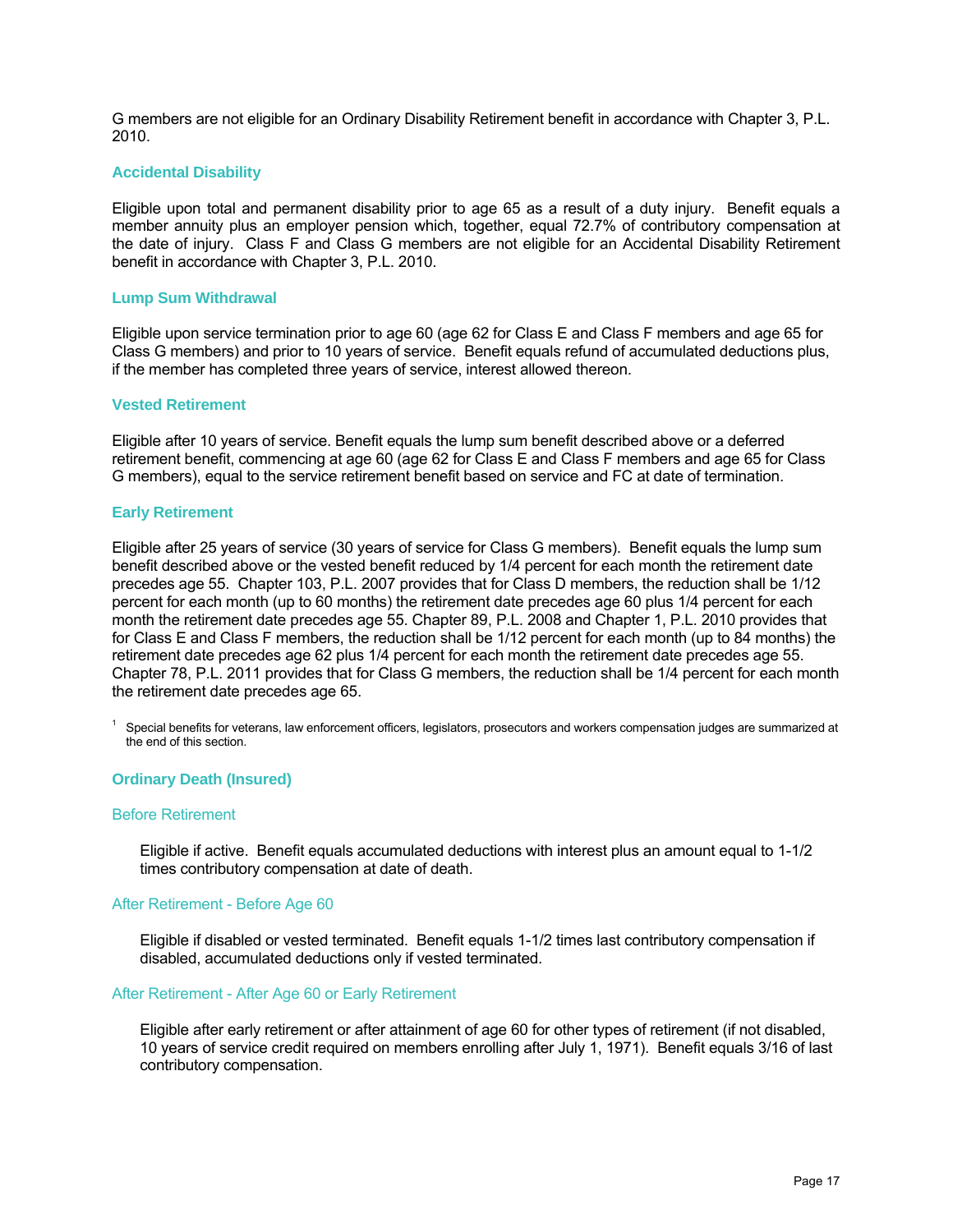G members are not eligible for an Ordinary Disability Retirement benefit in accordance with Chapter 3, P.L. 2010.

### Accidental Disability

Eligible upon total and permanent disability prior to age 65 as a result of a duty injury. Benefit equals a member annuity plus an employer pension which, together, equal 72.7% of contributory compensation at the date of injury. Class F and Class G members are not eligible for an Accidental Disability Retirement benefit in accordance with Chapter 3, P.L. 2010.

### Lump Sum Withdrawal

Eligible upon service termination prior to age 60 (age 62 for Class E and Class F members and age 65 for Class G members) and prior to 10 years of service. Benefit equals refund of accumulated deductions plus, if the member has completed three years of service, interest allowed thereon.

### Vested Retirement

Eligible after 10 years of service. Benefit equals the lump sum benefit described above or a deferred retirement benefit, commencing at age 60 (age 62 for Class E and Class F members and age 65 for Class G members), equal to the service retirement benefit based on service and FC at date of termination.

### Early Retirement

Eligible after 25 years of service (30 years of service for Class G members). Benefit equals the lump sum benefit described above or the vested benefit reduced by 1/4 percent for each month the retirement date precedes age 55. Chapter 103, P.L. 2007 provides that for Class D members, the reduction shall be 1/12 percent for each month (up to 60 months) the retirement date precedes age 60 plus 1/4 percent for each month the retirement date precedes age 55. Chapter 89, P.L. 2008 and Chapter 1, P.L. 2010 provides that for Class E and Class F members, the reduction shall be 1/12 percent for each month (up to 84 months) the retirement date precedes age 62 plus 1/4 percent for each month the retirement date precedes age 55. Chapter 78, P.L. 2011 provides that for Class G members, the reduction shall be 1/4 percent for each month the retirement date precedes age 65.

[1] Special benefits for veterans, law enforcement officers, legislators, prosecutors and workers compensation judges are summarized at the end of this section.

### Ordinary Death (Insured)

#### Before Retirement

Eligible if active. Benefit equals accumulated deductions with interest plus an amount equal to 1-1/2 times contributory compensation at date of death.

#### After Retirement - Before Age 60

Eligible if disabled or vested terminated. Benefit equals 1-1/2 times last contributory compensation if disabled, accumulated deductions only if vested terminated.

#### After Retirement - After Age 60 or Early Retirement

Eligible after early retirement or after attainment of age 60 for other types of retirement (if not disabled, 10 years of service credit required on members enrolling after July 1, 1971). Benefit equals 3/16 of last contributory compensation.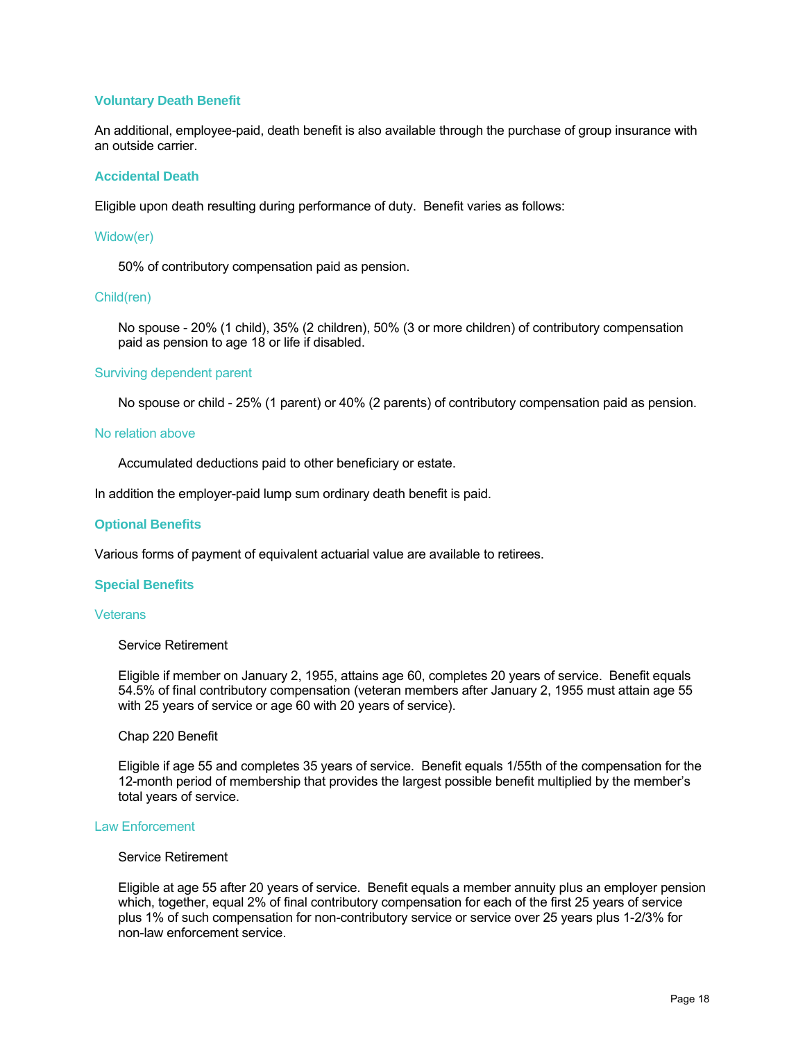### Voluntary Death Benefit

An additional, employee-paid, death benefit is also available through the purchase of group insurance with an outside carrier.

### Accidental Death

Eligible upon death resulting during performance of duty. Benefit varies as follows:

#### Widow(er)

50% of contributory compensation paid as pension.

#### Child(ren)

No spouse - 20% (1 child), 35% (2 children), 50% (3 or more children) of contributory compensation paid as pension to age 18 or life if disabled.

#### Surviving dependent parent

No spouse or child - 25% (1 parent) or 40% (2 parents) of contributory compensation paid as pension.

#### No relation above

Accumulated deductions paid to other beneficiary or estate.

In addition the employer-paid lump sum ordinary death benefit is paid.

### Optional Benefits

Various forms of payment of equivalent actuarial value are available to retirees.

### Special Benefits

#### Veterans

Service Retirement

Eligible if member on January 2, 1955, attains age 60, completes 20 years of service. Benefit equals 54.5% of final contributory compensation (veteran members after January 2, 1955 must attain age 55 with 25 years of service or age 60 with 20 years of service).

Chap 220 Benefit

Eligible if age 55 and completes 35 years of service. Benefit equals 1/55th of the compensation for the 12-month period of membership that provides the largest possible benefit multiplied by the member's total years of service.

#### Law Enforcement

Service Retirement

Eligible at age 55 after 20 years of service. Benefit equals a member annuity plus an employer pension which, together, equal 2% of final contributory compensation for each of the first 25 years of service plus 1% of such compensation for non-contributory service or service over 25 years plus 1-2/3% for non-law enforcement service.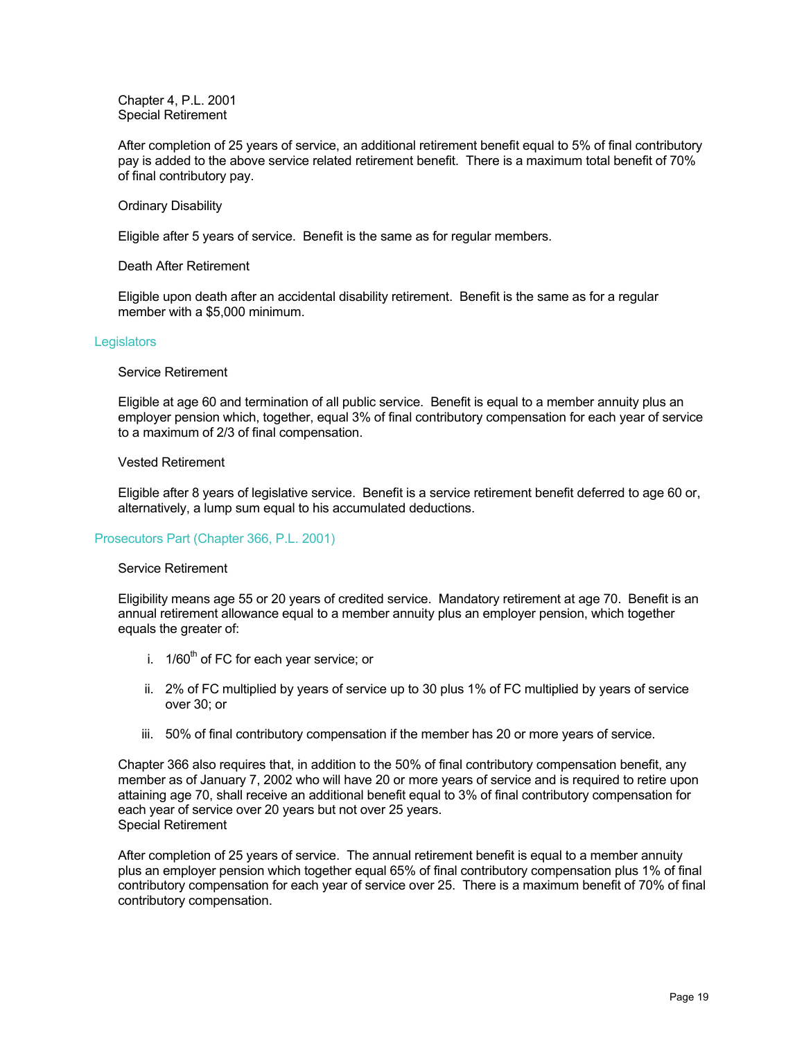Chapter 4, P.L. 2001
Special Retirement

After completion of 25 years of service, an additional retirement benefit equal to 5% of final contributory pay is added to the above service related retirement benefit. There is a maximum total benefit of 70% of final contributory pay.

Ordinary Disability

Eligible after 5 years of service. Benefit is the same as for regular members.

Death After Retirement

Eligible upon death after an accidental disability retirement. Benefit is the same as for a regular member with a $5,000 minimum.

## Legislators

Service Retirement

Eligible at age 60 and termination of all public service. Benefit is equal to a member annuity plus an employer pension which, together, equal 3% of final contributory compensation for each year of service to a maximum of 2/3 of final compensation.

Vested Retirement

Eligible after 8 years of legislative service. Benefit is a service retirement benefit deferred to age 60 or, alternatively, a lump sum equal to his accumulated deductions.

## Prosecutors Part (Chapter 366, P.L. 2001)

Service Retirement

Eligibility means age 55 or 20 years of credited service. Mandatory retirement at age 70. Benefit is an annual retirement allowance equal to a member annuity plus an employer pension, which together equals the greater of:

i. 1/60th of FC for each year service; or

ii. 2% of FC multiplied by years of service up to 30 plus 1% of FC multiplied by years of service over 30; or

iii. 50% of final contributory compensation if the member has 20 or more years of service.

Chapter 366 also requires that, in addition to the 50% of final contributory compensation benefit, any member as of January 7, 2002 who will have 20 or more years of service and is required to retire upon attaining age 70, shall receive an additional benefit equal to 3% of final contributory compensation for each year of service over 20 years but not over 25 years.
Special Retirement

After completion of 25 years of service. The annual retirement benefit is equal to a member annuity plus an employer pension which together equal 65% of final contributory compensation plus 1% of final contributory compensation for each year of service over 25. There is a maximum benefit of 70% of final contributory compensation.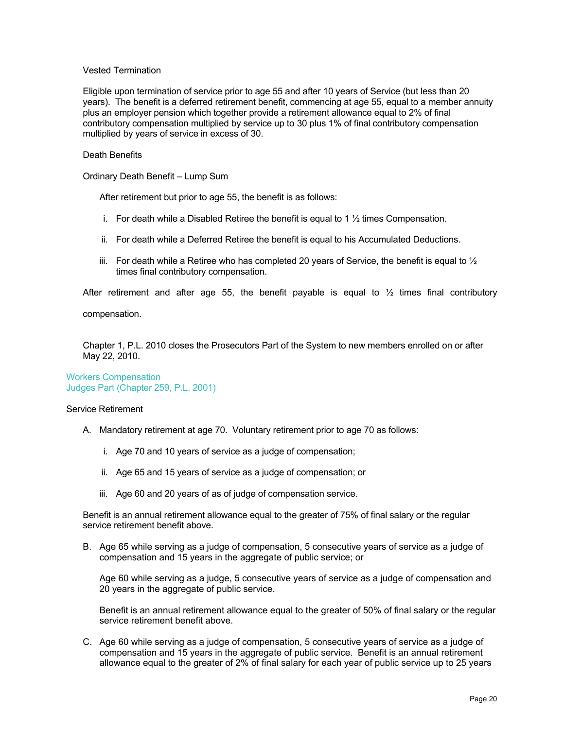Vested Termination

Eligible upon termination of service prior to age 55 and after 10 years of Service (but less than 20 years). The benefit is a deferred retirement benefit, commencing at age 55, equal to a member annuity plus an employer pension which together provide a retirement allowance equal to 2% of final contributory compensation multiplied by service up to 30 plus 1% of final contributory compensation multiplied by years of service in excess of 30.

Death Benefits

Ordinary Death Benefit – Lump Sum

After retirement but prior to age 55, the benefit is as follows:

i. For death while a Disabled Retiree the benefit is equal to 1 ½ times Compensation.

ii. For death while a Deferred Retiree the benefit is equal to his Accumulated Deductions.

iii. For death while a Retiree who has completed 20 years of Service, the benefit is equal to ½ times final contributory compensation.

After retirement and after age 55, the benefit payable is equal to ½ times final contributory compensation.

Chapter 1, P.L. 2010 closes the Prosecutors Part of the System to new members enrolled on or after May 22, 2010.

## Workers Compensation Judges Part (Chapter 259, P.L. 2001)

Service Retirement

A. Mandatory retirement at age 70. Voluntary retirement prior to age 70 as follows:

   i. Age 70 and 10 years of service as a judge of compensation;

   ii. Age 65 and 15 years of service as a judge of compensation; or

   iii. Age 60 and 20 years of as of judge of compensation service.

   Benefit is an annual retirement allowance equal to the greater of 75% of final salary or the regular service retirement benefit above.

B. Age 65 while serving as a judge of compensation, 5 consecutive years of service as a judge of compensation and 15 years in the aggregate of public service; or

   Age 60 while serving as a judge, 5 consecutive years of service as a judge of compensation and 20 years in the aggregate of public service.

   Benefit is an annual retirement allowance equal to the greater of 50% of final salary or the regular service retirement benefit above.

C. Age 60 while serving as a judge of compensation, 5 consecutive years of service as a judge of compensation and 15 years in the aggregate of public service. Benefit is an annual retirement allowance equal to the greater of 2% of final salary for each year of public service up to 25 years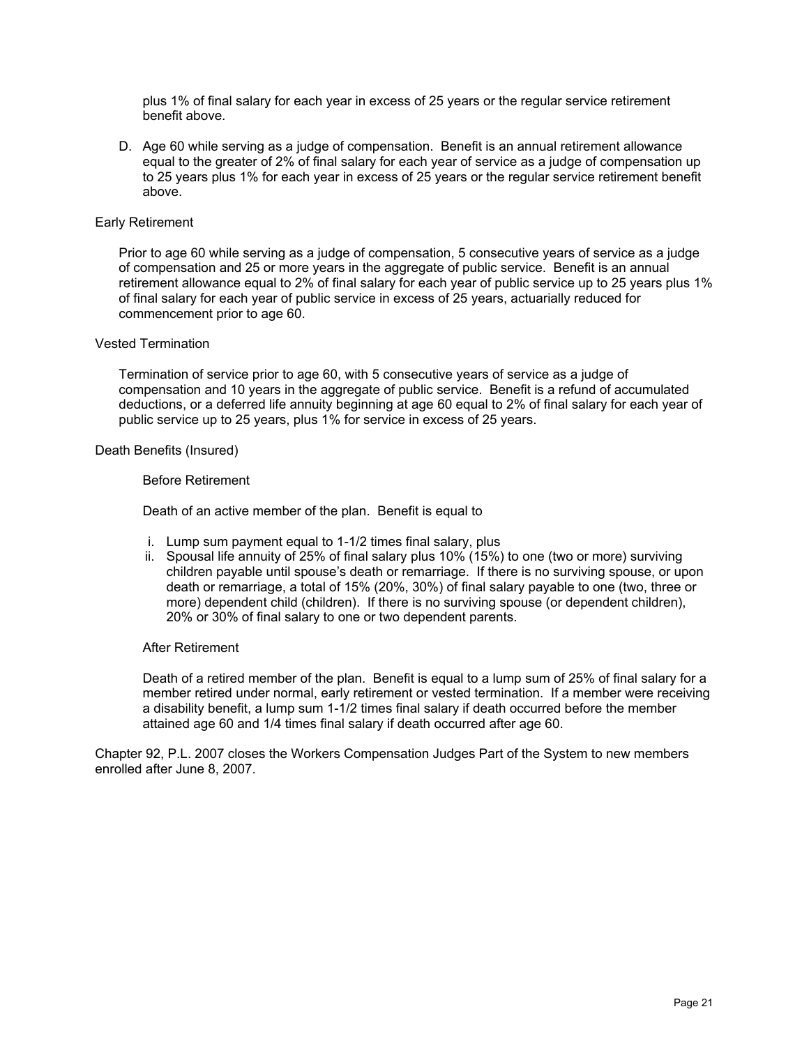plus 1% of final salary for each year in excess of 25 years or the regular service retirement benefit above.

D. Age 60 while serving as a judge of compensation. Benefit is an annual retirement allowance equal to the greater of 2% of final salary for each year of service as a judge of compensation up to 25 years plus 1% for each year in excess of 25 years or the regular service retirement benefit above.

Early Retirement

Prior to age 60 while serving as a judge of compensation, 5 consecutive years of service as a judge of compensation and 25 or more years in the aggregate of public service. Benefit is an annual retirement allowance equal to 2% of final salary for each year of public service up to 25 years plus 1% of final salary for each year of public service in excess of 25 years, actuarially reduced for commencement prior to age 60.

Vested Termination

Termination of service prior to age 60, with 5 consecutive years of service as a judge of compensation and 10 years in the aggregate of public service. Benefit is a refund of accumulated deductions, or a deferred life annuity beginning at age 60 equal to 2% of final salary for each year of public service up to 25 years, plus 1% for service in excess of 25 years.

Death Benefits (Insured)

Before Retirement

Death of an active member of the plan. Benefit is equal to

i. Lump sum payment equal to 1-1/2 times final salary, plus
ii. Spousal life annuity of 25% of final salary plus 10% (15%) to one (two or more) surviving children payable until spouse's death or remarriage. If there is no surviving spouse, or upon death or remarriage, a total of 15% (20%, 30%) of final salary payable to one (two, three or more) dependent child (children). If there is no surviving spouse (or dependent children), 20% or 30% of final salary to one or two dependent parents.

After Retirement

Death of a retired member of the plan. Benefit is equal to a lump sum of 25% of final salary for a member retired under normal, early retirement or vested termination. If a member were receiving a disability benefit, a lump sum 1-1/2 times final salary if death occurred before the member attained age 60 and 1/4 times final salary if death occurred after age 60.

Chapter 92, P.L. 2007 closes the Workers Compensation Judges Part of the System to new members enrolled after June 8, 2007.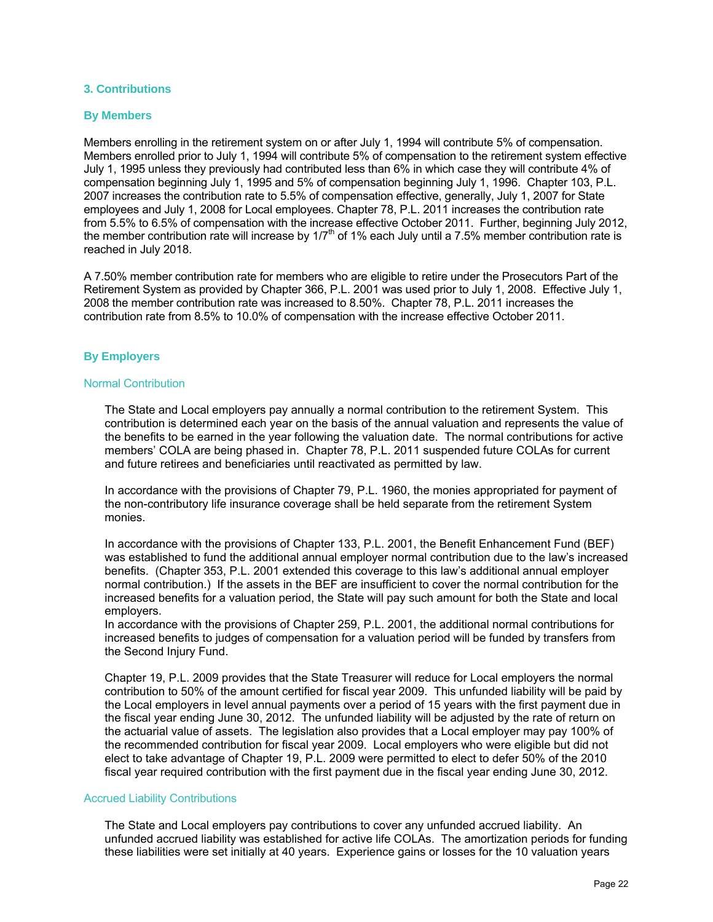## 3. Contributions

### By Members

Members enrolling in the retirement system on or after July 1, 1994 will contribute 5% of compensation. Members enrolled prior to July 1, 1994 will contribute 5% of compensation to the retirement system effective July 1, 1995 unless they previously had contributed less than 6% in which case they will contribute 4% of compensation beginning July 1, 1995 and 5% of compensation beginning July 1, 1996. Chapter 103, P.L. 2007 increases the contribution rate to 5.5% of compensation effective, generally, July 1, 2007 for State employees and July 1, 2008 for Local employees. Chapter 78, P.L. 2011 increases the contribution rate from 5.5% to 6.5% of compensation with the increase effective October 2011. Further, beginning July 2012, the member contribution rate will increase by 1/7th of 1% each July until a 7.5% member contribution rate is reached in July 2018.

A 7.50% member contribution rate for members who are eligible to retire under the Prosecutors Part of the Retirement System as provided by Chapter 366, P.L. 2001 was used prior to July 1, 2008. Effective July 1, 2008 the member contribution rate was increased to 8.50%. Chapter 78, P.L. 2011 increases the contribution rate from 8.5% to 10.0% of compensation with the increase effective October 2011.

### By Employers

#### Normal Contribution

The State and Local employers pay annually a normal contribution to the retirement System. This contribution is determined each year on the basis of the annual valuation and represents the value of the benefits to be earned in the year following the valuation date. The normal contributions for active members' COLA are being phased in. Chapter 78, P.L. 2011 suspended future COLAs for current and future retirees and beneficiaries until reactivated as permitted by law.

In accordance with the provisions of Chapter 79, P.L. 1960, the monies appropriated for payment of the non-contributory life insurance coverage shall be held separate from the retirement System monies.

In accordance with the provisions of Chapter 133, P.L. 2001, the Benefit Enhancement Fund (BEF) was established to fund the additional annual employer normal contribution due to the law's increased benefits. (Chapter 353, P.L. 2001 extended this coverage to this law's additional annual employer normal contribution.) If the assets in the BEF are insufficient to cover the normal contribution for the increased benefits for a valuation period, the State will pay such amount for both the State and local employers.
In accordance with the provisions of Chapter 259, P.L. 2001, the additional normal contributions for increased benefits to judges of compensation for a valuation period will be funded by transfers from the Second Injury Fund.

Chapter 19, P.L. 2009 provides that the State Treasurer will reduce for Local employers the normal contribution to 50% of the amount certified for fiscal year 2009. This unfunded liability will be paid by the Local employers in level annual payments over a period of 15 years with the first payment due in the fiscal year ending June 30, 2012. The unfunded liability will be adjusted by the rate of return on the actuarial value of assets. The legislation also provides that a Local employer may pay 100% of the recommended contribution for fiscal year 2009. Local employers who were eligible but did not elect to take advantage of Chapter 19, P.L. 2009 were permitted to elect to defer 50% of the 2010 fiscal year required contribution with the first payment due in the fiscal year ending June 30, 2012.

#### Accrued Liability Contributions

The State and Local employers pay contributions to cover any unfunded accrued liability. An unfunded accrued liability was established for active life COLAs. The amortization periods for funding these liabilities were set initially at 40 years. Experience gains or losses for the 10 valuation years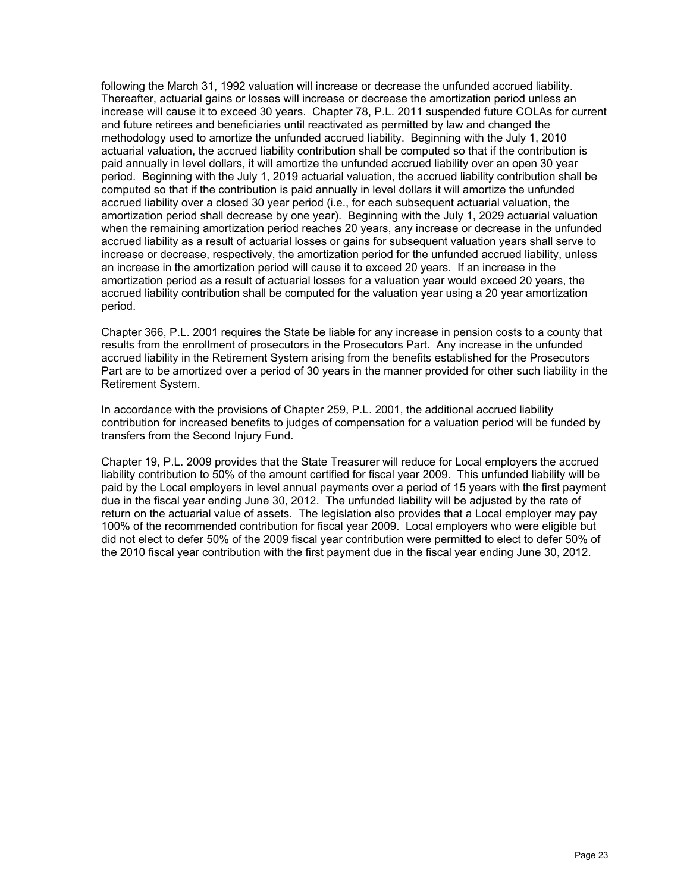following the March 31, 1992 valuation will increase or decrease the unfunded accrued liability. Thereafter, actuarial gains or losses will increase or decrease the amortization period unless an increase will cause it to exceed 30 years. Chapter 78, P.L. 2011 suspended future COLAs for current and future retirees and beneficiaries until reactivated as permitted by law and changed the methodology used to amortize the unfunded accrued liability. Beginning with the July 1, 2010 actuarial valuation, the accrued liability contribution shall be computed so that if the contribution is paid annually in level dollars, it will amortize the unfunded accrued liability over an open 30 year period. Beginning with the July 1, 2019 actuarial valuation, the accrued liability contribution shall be computed so that if the contribution is paid annually in level dollars it will amortize the unfunded accrued liability over a closed 30 year period (i.e., for each subsequent actuarial valuation, the amortization period shall decrease by one year). Beginning with the July 1, 2029 actuarial valuation when the remaining amortization period reaches 20 years, any increase or decrease in the unfunded accrued liability as a result of actuarial losses or gains for subsequent valuation years shall serve to increase or decrease, respectively, the amortization period for the unfunded accrued liability, unless an increase in the amortization period will cause it to exceed 20 years. If an increase in the amortization period as a result of actuarial losses for a valuation year would exceed 20 years, the accrued liability contribution shall be computed for the valuation year using a 20 year amortization period.

Chapter 366, P.L. 2001 requires the State be liable for any increase in pension costs to a county that results from the enrollment of prosecutors in the Prosecutors Part. Any increase in the unfunded accrued liability in the Retirement System arising from the benefits established for the Prosecutors Part are to be amortized over a period of 30 years in the manner provided for other such liability in the Retirement System.

In accordance with the provisions of Chapter 259, P.L. 2001, the additional accrued liability contribution for increased benefits to judges of compensation for a valuation period will be funded by transfers from the Second Injury Fund.

Chapter 19, P.L. 2009 provides that the State Treasurer will reduce for Local employers the accrued liability contribution to 50% of the amount certified for fiscal year 2009. This unfunded liability will be paid by the Local employers in level annual payments over a period of 15 years with the first payment due in the fiscal year ending June 30, 2012. The unfunded liability will be adjusted by the rate of return on the actuarial value of assets. The legislation also provides that a Local employer may pay 100% of the recommended contribution for fiscal year 2009. Local employers who were eligible but did not elect to defer 50% of the 2009 fiscal year contribution were permitted to elect to defer 50% of the 2010 fiscal year contribution with the first payment due in the fiscal year ending June 30, 2012.